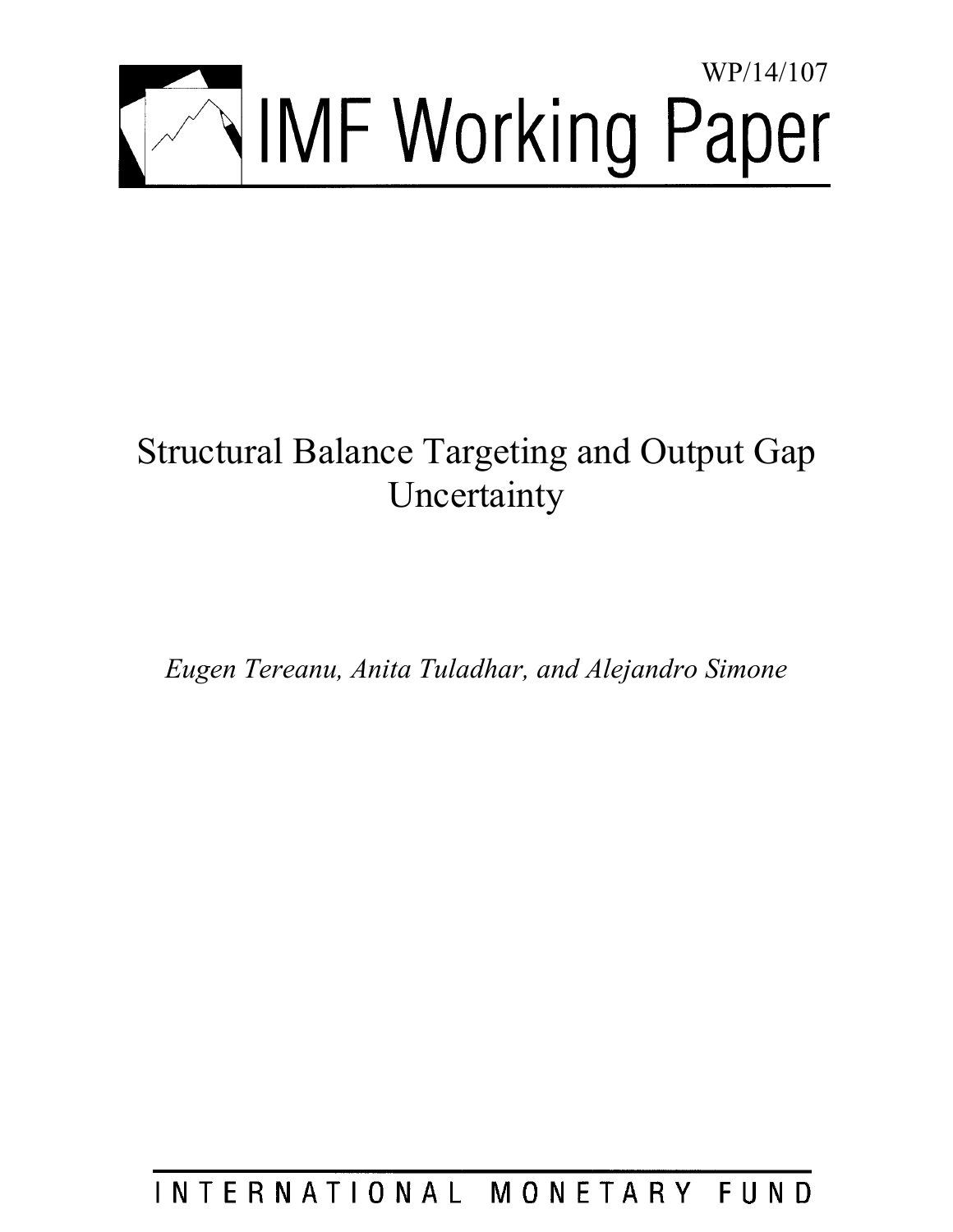WP/14/107

# IMF Working Paper

# Structural Balance Targeting and Output Gap Uncertainty

*Eugen Tereanu, Anita Tuladhar, and Alejandro Simone*

INTERNATIONAL MONETARY FUND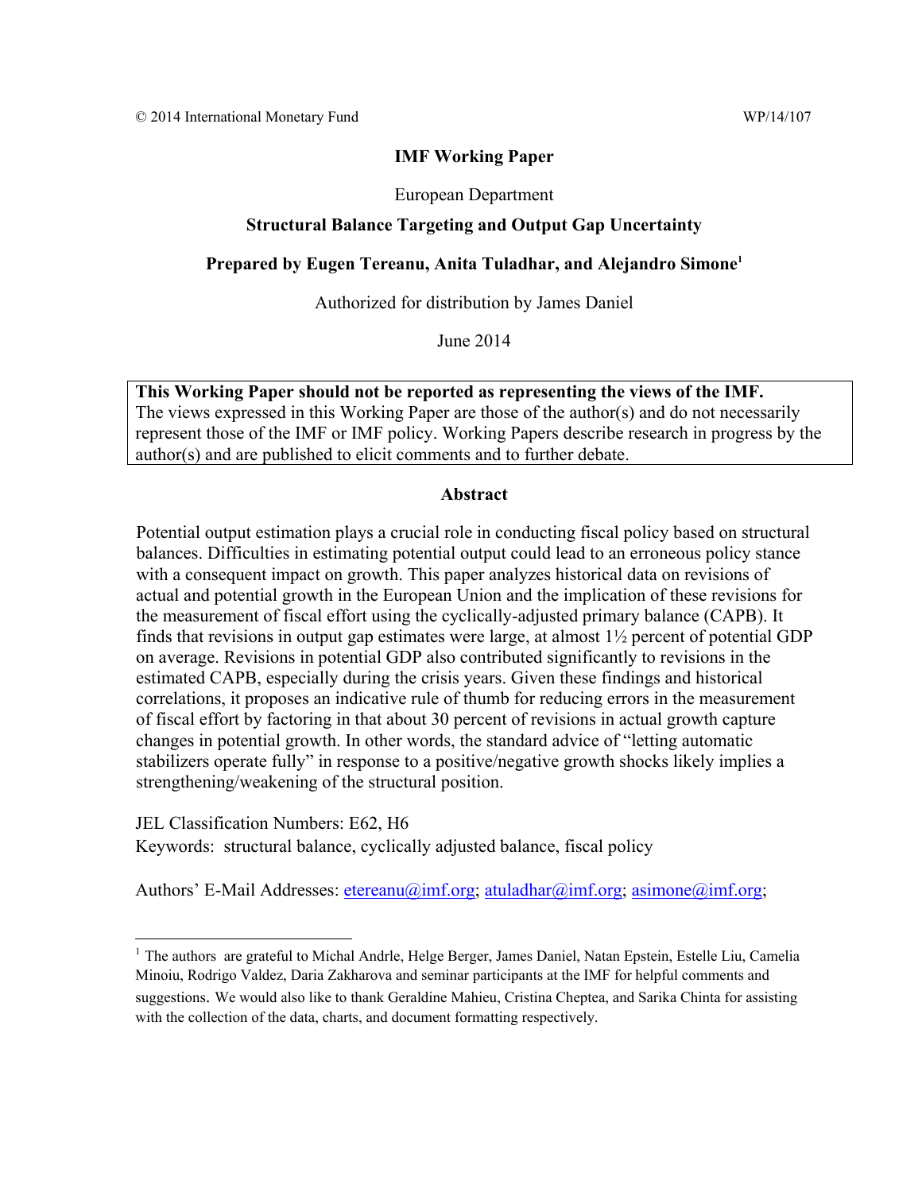© 2014 International Monetary Fund WP/14/107

**IMF Working Paper**

European Department

**Structural Balance Targeting and Output Gap Uncertainty**

**Prepared by Eugen Tereanu, Anita Tuladhar, and Alejandro Simone[1]**

Authorized for distribution by James Daniel

June 2014

**This Working Paper should not be reported as representing the views of the IMF.**
The views expressed in this Working Paper are those of the author(s) and do not necessarily represent those of the IMF or IMF policy. Working Papers describe research in progress by the author(s) and are published to elicit comments and to further debate.

**Abstract**

Potential output estimation plays a crucial role in conducting fiscal policy based on structural balances. Difficulties in estimating potential output could lead to an erroneous policy stance with a consequent impact on growth. This paper analyzes historical data on revisions of actual and potential growth in the European Union and the implication of these revisions for the measurement of fiscal effort using the cyclically-adjusted primary balance (CAPB). It finds that revisions in output gap estimates were large, at almost 1½ percent of potential GDP on average. Revisions in potential GDP also contributed significantly to revisions in the estimated CAPB, especially during the crisis years. Given these findings and historical correlations, it proposes an indicative rule of thumb for reducing errors in the measurement of fiscal effort by factoring in that about 30 percent of revisions in actual growth capture changes in potential growth. In other words, the standard advice of "letting automatic stabilizers operate fully" in response to a positive/negative growth shocks likely implies a strengthening/weakening of the structural position.

JEL Classification Numbers: E62, H6

Keywords: structural balance, cyclically adjusted balance, fiscal policy

Authors' E-Mail Addresses: etereanu@imf.org; atuladhar@imf.org; asimone@imf.org;

[1] The authors are grateful to Michal Andrle, Helge Berger, James Daniel, Natan Epstein, Estelle Liu, Camelia Minoiu, Rodrigo Valdez, Daria Zakharova and seminar participants at the IMF for helpful comments and suggestions. We would also like to thank Geraldine Mahieu, Cristina Cheptea, and Sarika Chinta for assisting with the collection of the data, charts, and document formatting respectively.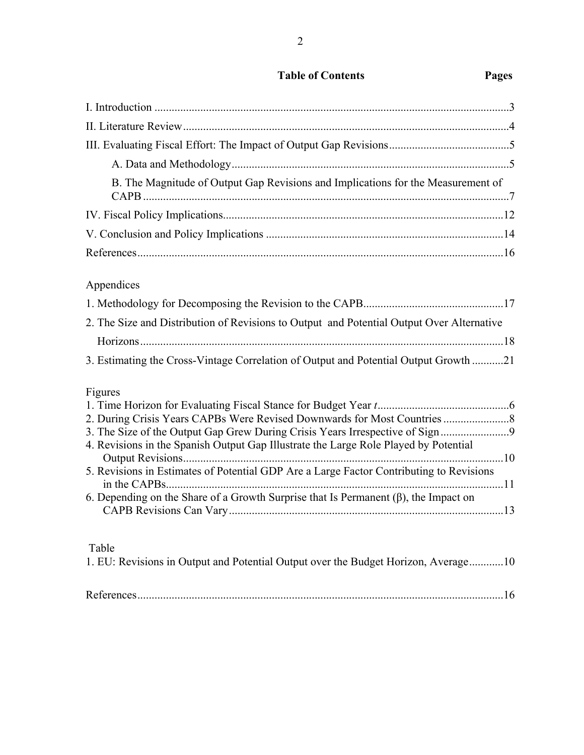**Table of Contents** **Pages**

I. Introduction ....................................................................................................................3

II. Literature Review ..........................................................................................................4

III. Evaluating Fiscal Effort: The Impact of Output Gap Revisions ..................................5

A. Data and Methodology ............................................................................................5

B. The Magnitude of Output Gap Revisions and Implications for the Measurement of CAPB ...............................................................................................................................7

IV. Fiscal Policy Implications...........................................................................................12

V. Conclusion and Policy Implications ...........................................................................14

References ........................................................................................................................16

Appendices

1. Methodology for Decomposing the Revision to the CAPB..........................................17

2. The Size and Distribution of Revisions to Output and Potential Output Over Alternative Horizons ...................................................................................................................18

3. Estimating the Cross-Vintage Correlation of Output and Potential Output Growth ...........21

Figures

1. Time Horizon for Evaluating Fiscal Stance for Budget Year *t* .......................................6
2. During Crisis Years CAPBs Were Revised Downwards for Most Countries .......................8
3. The Size of the Output Gap Grew During Crisis Years Irrespective of Sign ........................9
4. Revisions in the Spanish Output Gap Illustrate the Large Role Played by Potential Output Revisions........................................................................................................10
5. Revisions in Estimates of Potential GDP Are a Large Factor Contributing to Revisions in the CAPBs.............................................................................................................11
6. Depending on the Share of a Growth Surprise that Is Permanent (β), the Impact on CAPB Revisions Can Vary .........................................................................................13

Table

1. EU: Revisions in Output and Potential Output over the Budget Horizon, Average............10

References........................................................................................................................16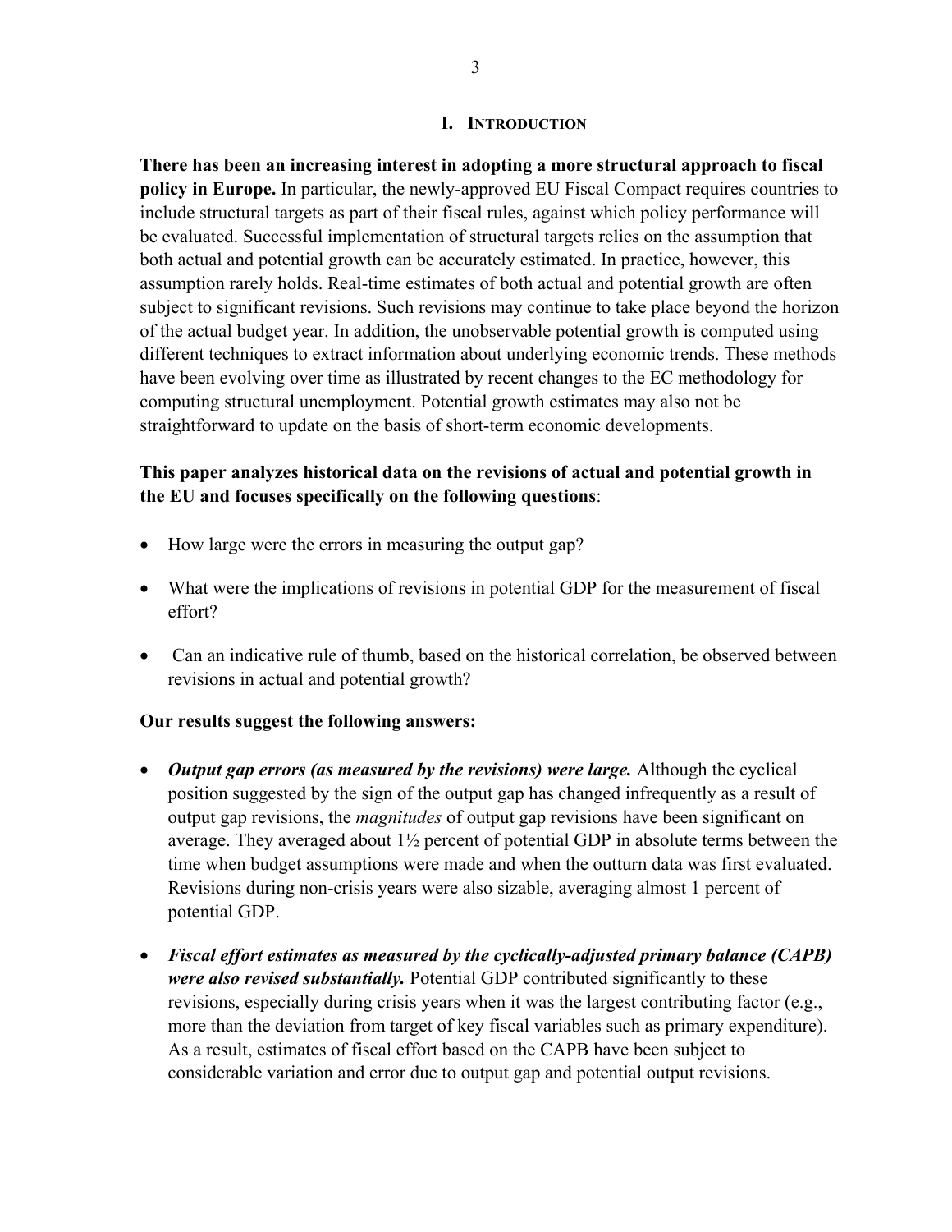# I. INTRODUCTION

**There has been an increasing interest in adopting a more structural approach to fiscal policy in Europe.** In particular, the newly-approved EU Fiscal Compact requires countries to include structural targets as part of their fiscal rules, against which policy performance will be evaluated. Successful implementation of structural targets relies on the assumption that both actual and potential growth can be accurately estimated. In practice, however, this assumption rarely holds. Real-time estimates of both actual and potential growth are often subject to significant revisions. Such revisions may continue to take place beyond the horizon of the actual budget year. In addition, the unobservable potential growth is computed using different techniques to extract information about underlying economic trends. These methods have been evolving over time as illustrated by recent changes to the EC methodology for computing structural unemployment. Potential growth estimates may also not be straightforward to update on the basis of short-term economic developments.

**This paper analyzes historical data on the revisions of actual and potential growth in the EU and focuses specifically on the following questions**:

- How large were the errors in measuring the output gap?
- What were the implications of revisions in potential GDP for the measurement of fiscal effort?
- Can an indicative rule of thumb, based on the historical correlation, be observed between revisions in actual and potential growth?

**Our results suggest the following answers:**

- ***Output gap errors (as measured by the revisions) were large.*** Although the cyclical position suggested by the sign of the output gap has changed infrequently as a result of output gap revisions, the *magnitudes* of output gap revisions have been significant on average. They averaged about 1½ percent of potential GDP in absolute terms between the time when budget assumptions were made and when the outturn data was first evaluated. Revisions during non-crisis years were also sizable, averaging almost 1 percent of potential GDP.
- ***Fiscal effort estimates as measured by the cyclically-adjusted primary balance (CAPB) were also revised substantially.*** Potential GDP contributed significantly to these revisions, especially during crisis years when it was the largest contributing factor (e.g., more than the deviation from target of key fiscal variables such as primary expenditure). As a result, estimates of fiscal effort based on the CAPB have been subject to considerable variation and error due to output gap and potential output revisions.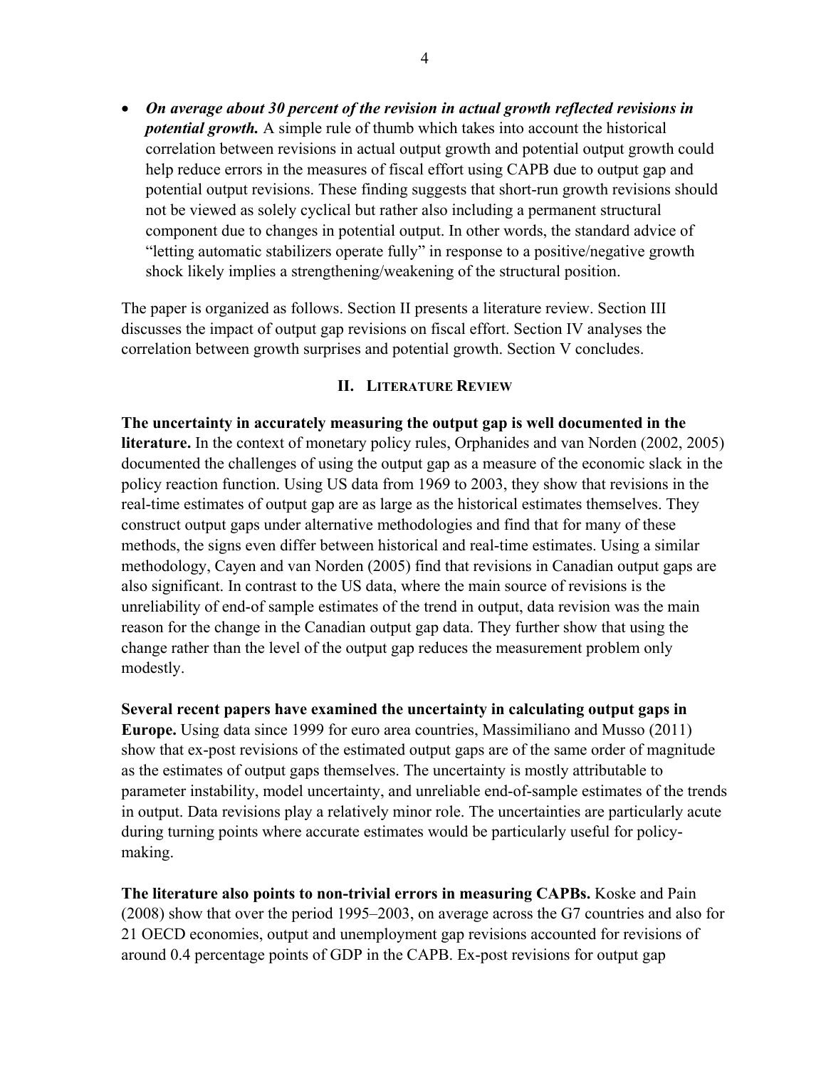- ***On average about 30 percent of the revision in actual growth reflected revisions in potential growth.*** A simple rule of thumb which takes into account the historical correlation between revisions in actual output growth and potential output growth could help reduce errors in the measures of fiscal effort using CAPB due to output gap and potential output revisions. These finding suggests that short-run growth revisions should not be viewed as solely cyclical but rather also including a permanent structural component due to changes in potential output. In other words, the standard advice of "letting automatic stabilizers operate fully" in response to a positive/negative growth shock likely implies a strengthening/weakening of the structural position.

The paper is organized as follows. Section II presents a literature review. Section III discusses the impact of output gap revisions on fiscal effort. Section IV analyses the correlation between growth surprises and potential growth. Section V concludes.

## II. Literature Review

**The uncertainty in accurately measuring the output gap is well documented in the literature.** In the context of monetary policy rules, Orphanides and van Norden (2002, 2005) documented the challenges of using the output gap as a measure of the economic slack in the policy reaction function. Using US data from 1969 to 2003, they show that revisions in the real-time estimates of output gap are as large as the historical estimates themselves. They construct output gaps under alternative methodologies and find that for many of these methods, the signs even differ between historical and real-time estimates. Using a similar methodology, Cayen and van Norden (2005) find that revisions in Canadian output gaps are also significant. In contrast to the US data, where the main source of revisions is the unreliability of end-of sample estimates of the trend in output, data revision was the main reason for the change in the Canadian output gap data. They further show that using the change rather than the level of the output gap reduces the measurement problem only modestly.

**Several recent papers have examined the uncertainty in calculating output gaps in Europe.** Using data since 1999 for euro area countries, Massimiliano and Musso (2011) show that ex-post revisions of the estimated output gaps are of the same order of magnitude as the estimates of output gaps themselves. The uncertainty is mostly attributable to parameter instability, model uncertainty, and unreliable end-of-sample estimates of the trends in output. Data revisions play a relatively minor role. The uncertainties are particularly acute during turning points where accurate estimates would be particularly useful for policy-making.

**The literature also points to non-trivial errors in measuring CAPBs.** Koske and Pain (2008) show that over the period 1995–2003, on average across the G7 countries and also for 21 OECD economies, output and unemployment gap revisions accounted for revisions of around 0.4 percentage points of GDP in the CAPB. Ex-post revisions for output gap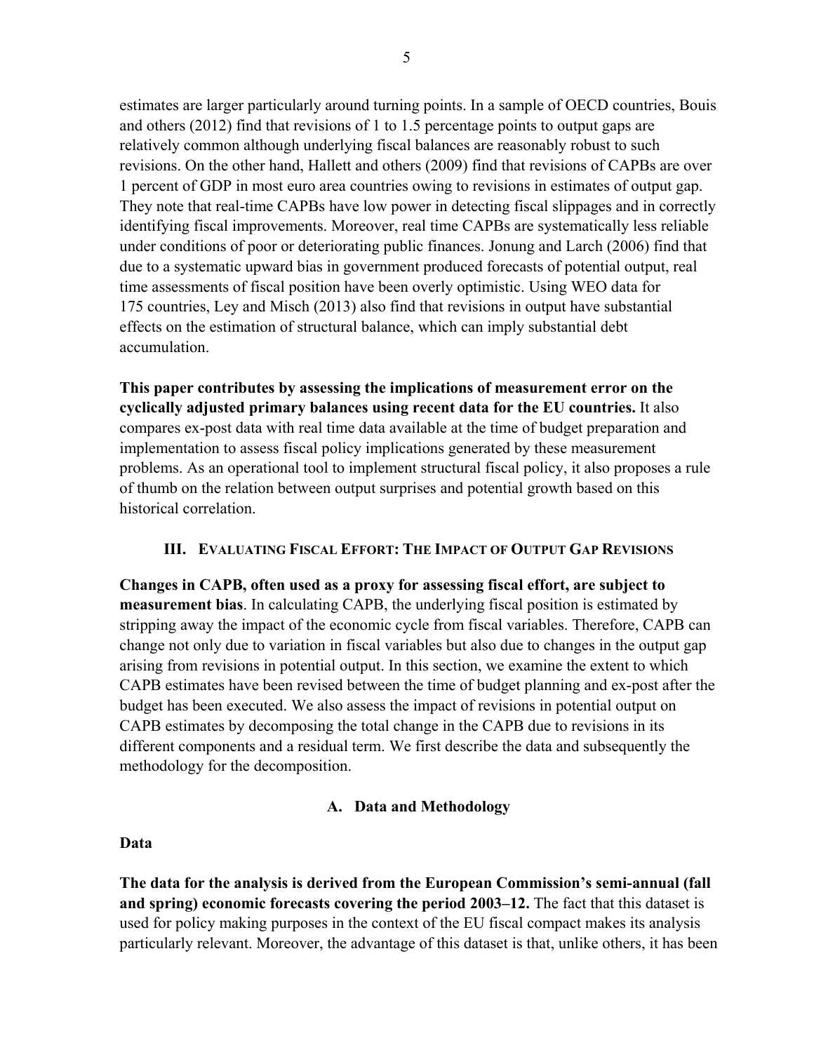estimates are larger particularly around turning points. In a sample of OECD countries, Bouis and others (2012) find that revisions of 1 to 1.5 percentage points to output gaps are relatively common although underlying fiscal balances are reasonably robust to such revisions. On the other hand, Hallett and others (2009) find that revisions of CAPBs are over 1 percent of GDP in most euro area countries owing to revisions in estimates of output gap. They note that real-time CAPBs have low power in detecting fiscal slippages and in correctly identifying fiscal improvements. Moreover, real time CAPBs are systematically less reliable under conditions of poor or deteriorating public finances. Jonung and Larch (2006) find that due to a systematic upward bias in government produced forecasts of potential output, real time assessments of fiscal position have been overly optimistic. Using WEO data for 175 countries, Ley and Misch (2013) also find that revisions in output have substantial effects on the estimation of structural balance, which can imply substantial debt accumulation.

**This paper contributes by assessing the implications of measurement error on the cyclically adjusted primary balances using recent data for the EU countries.** It also compares ex-post data with real time data available at the time of budget preparation and implementation to assess fiscal policy implications generated by these measurement problems. As an operational tool to implement structural fiscal policy, it also proposes a rule of thumb on the relation between output surprises and potential growth based on this historical correlation.

## III. Evaluating Fiscal Effort: The Impact of Output Gap Revisions

**Changes in CAPB, often used as a proxy for assessing fiscal effort, are subject to measurement bias**. In calculating CAPB, the underlying fiscal position is estimated by stripping away the impact of the economic cycle from fiscal variables. Therefore, CAPB can change not only due to variation in fiscal variables but also due to changes in the output gap arising from revisions in potential output. In this section, we examine the extent to which CAPB estimates have been revised between the time of budget planning and ex-post after the budget has been executed. We also assess the impact of revisions in potential output on CAPB estimates by decomposing the total change in the CAPB due to revisions in its different components and a residual term. We first describe the data and subsequently the methodology for the decomposition.

### A. Data and Methodology

**Data**

**The data for the analysis is derived from the European Commission's semi-annual (fall and spring) economic forecasts covering the period 2003–12.** The fact that this dataset is used for policy making purposes in the context of the EU fiscal compact makes its analysis particularly relevant. Moreover, the advantage of this dataset is that, unlike others, it has been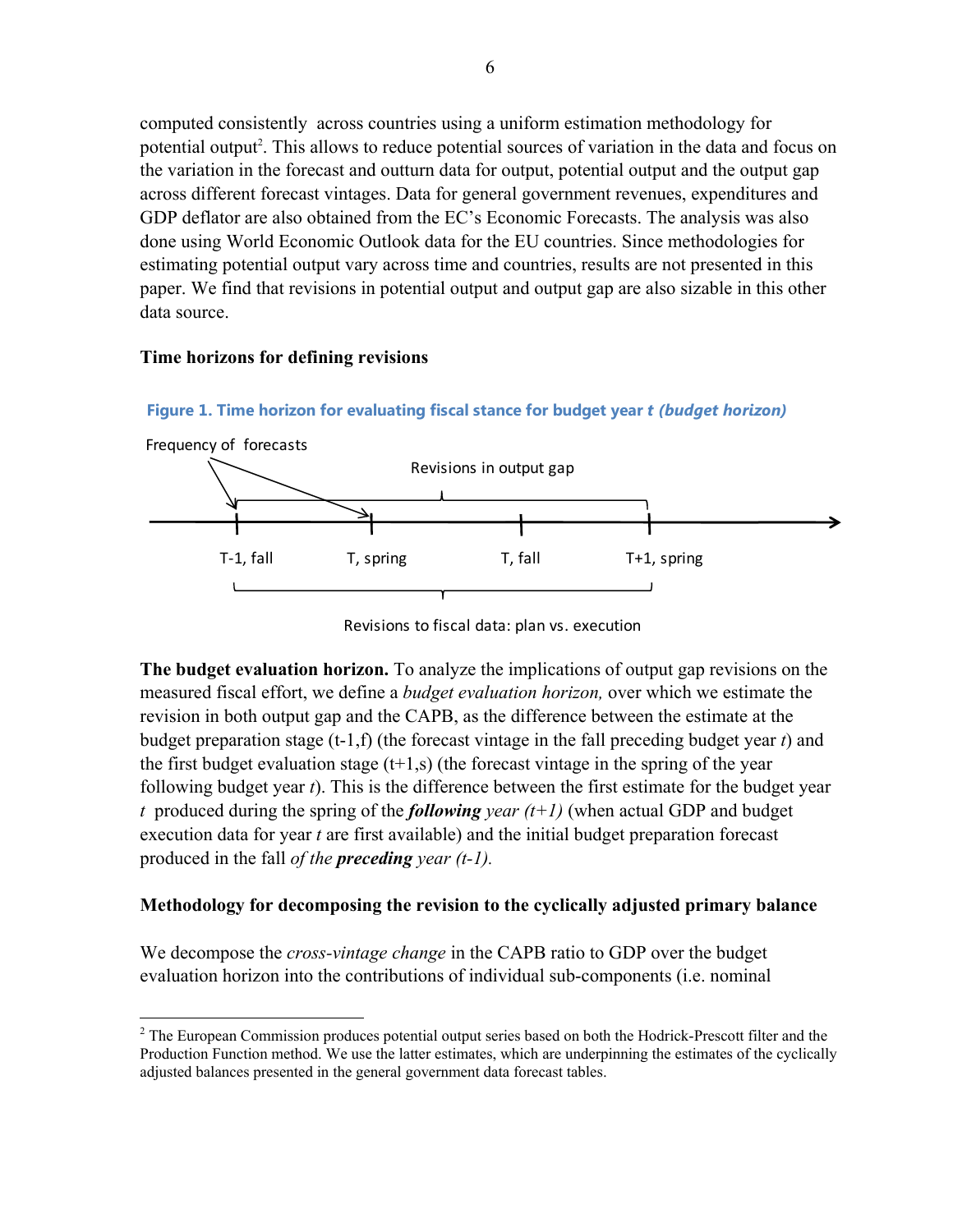computed consistently across countries using a uniform estimation methodology for potential output[2]. This allows to reduce potential sources of variation in the data and focus on the variation in the forecast and outturn data for output, potential output and the output gap across different forecast vintages. Data for general government revenues, expenditures and GDP deflator are also obtained from the EC's Economic Forecasts. The analysis was also done using World Economic Outlook data for the EU countries. Since methodologies for estimating potential output vary across time and countries, results are not presented in this paper. We find that revisions in potential output and output gap are also sizable in this other data source.

### Time horizons for defining revisions

**Figure 1. Time horizon for evaluating fiscal stance for budget year *t* *(budget horizon)***

Frequency of forecasts

Revisions in output gap

T-1, fall — T, spring — T, fall — T+1, spring

Revisions to fiscal data: plan vs. execution

**The budget evaluation horizon.** To analyze the implications of output gap revisions on the measured fiscal effort, we define a *budget evaluation horizon,* over which we estimate the revision in both output gap and the CAPB, as the difference between the estimate at the budget preparation stage (t-1,f) (the forecast vintage in the fall preceding budget year *t*) and the first budget evaluation stage (t+1,s) (the forecast vintage in the spring of the year following budget year *t*). This is the difference between the first estimate for the budget year *t* produced during the spring of the ***following*** *year (t+1)* (when actual GDP and budget execution data for year *t* are first available) and the initial budget preparation forecast produced in the fall *of the* ***preceding*** *year (t-1).*

### Methodology for decomposing the revision to the cyclically adjusted primary balance

We decompose the *cross-vintage change* in the CAPB ratio to GDP over the budget evaluation horizon into the contributions of individual sub-components (i.e. nominal

[2] The European Commission produces potential output series based on both the Hodrick-Prescott filter and the Production Function method. We use the latter estimates, which are underpinning the estimates of the cyclically adjusted balances presented in the general government data forecast tables.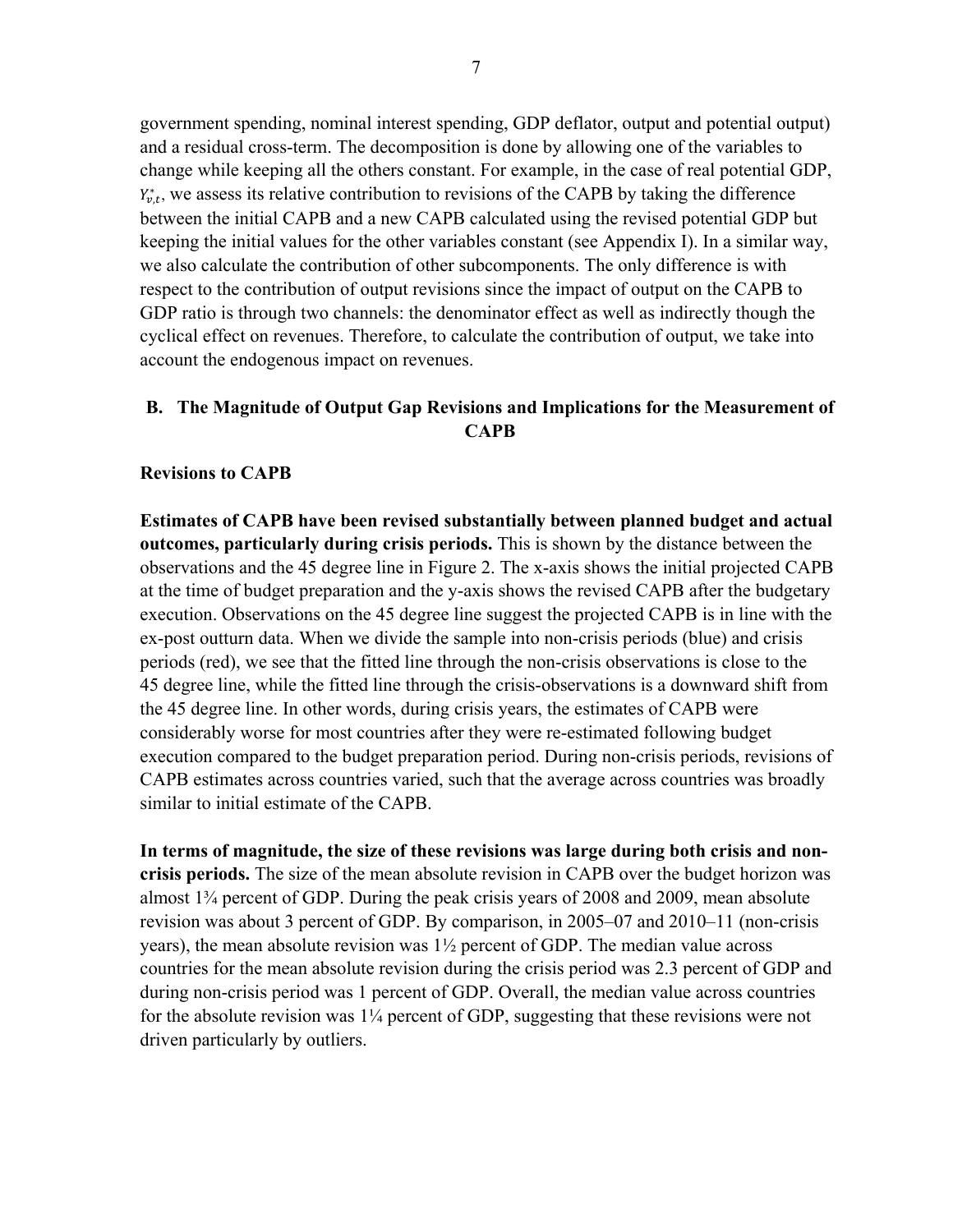government spending, nominal interest spending, GDP deflator, output and potential output) and a residual cross-term. The decomposition is done by allowing one of the variables to change while keeping all the others constant. For example, in the case of real potential GDP, $Y^*_{v,t}$, we assess its relative contribution to revisions of the CAPB by taking the difference between the initial CAPB and a new CAPB calculated using the revised potential GDP but keeping the initial values for the other variables constant (see Appendix I). In a similar way, we also calculate the contribution of other subcomponents. The only difference is with respect to the contribution of output revisions since the impact of output on the CAPB to GDP ratio is through two channels: the denominator effect as well as indirectly though the cyclical effect on revenues. Therefore, to calculate the contribution of output, we take into account the endogenous impact on revenues.

## B. The Magnitude of Output Gap Revisions and Implications for the Measurement of CAPB

### Revisions to CAPB

**Estimates of CAPB have been revised substantially between planned budget and actual outcomes, particularly during crisis periods.** This is shown by the distance between the observations and the 45 degree line in Figure 2. The x-axis shows the initial projected CAPB at the time of budget preparation and the y-axis shows the revised CAPB after the budgetary execution. Observations on the 45 degree line suggest the projected CAPB is in line with the ex-post outturn data. When we divide the sample into non-crisis periods (blue) and crisis periods (red), we see that the fitted line through the non-crisis observations is close to the 45 degree line, while the fitted line through the crisis-observations is a downward shift from the 45 degree line. In other words, during crisis years, the estimates of CAPB were considerably worse for most countries after they were re-estimated following budget execution compared to the budget preparation period. During non-crisis periods, revisions of CAPB estimates across countries varied, such that the average across countries was broadly similar to initial estimate of the CAPB.

**In terms of magnitude, the size of these revisions was large during both crisis and non-crisis periods.** The size of the mean absolute revision in CAPB over the budget horizon was almost 1¾ percent of GDP. During the peak crisis years of 2008 and 2009, mean absolute revision was about 3 percent of GDP. By comparison, in 2005–07 and 2010–11 (non-crisis years), the mean absolute revision was 1½ percent of GDP. The median value across countries for the mean absolute revision during the crisis period was 2.3 percent of GDP and during non-crisis period was 1 percent of GDP. Overall, the median value across countries for the absolute revision was 1¼ percent of GDP, suggesting that these revisions were not driven particularly by outliers.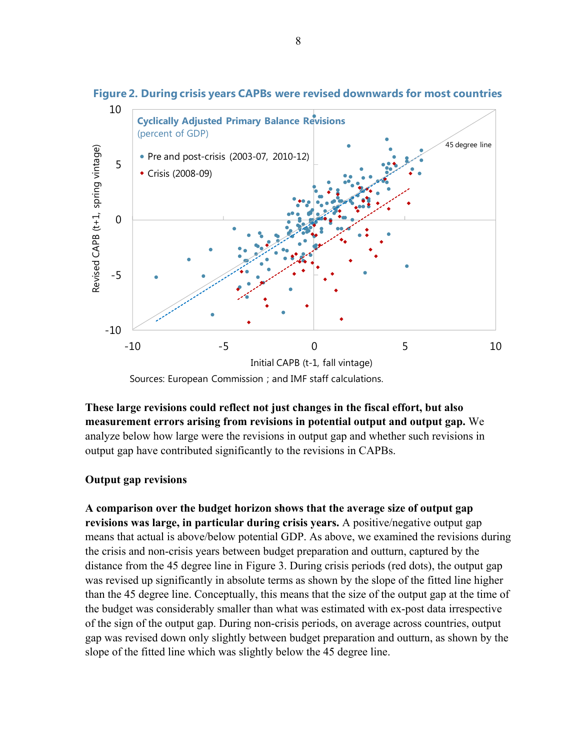**Figure 2. During crisis years CAPBs were revised downwards for most countries**

Sources: European Commission ; and IMF staff calculations.

**These large revisions could reflect not just changes in the fiscal effort, but also measurement errors arising from revisions in potential output and output gap.** We analyze below how large were the revisions in output gap and whether such revisions in output gap have contributed significantly to the revisions in CAPBs.

**Output gap revisions**

**A comparison over the budget horizon shows that the average size of output gap revisions was large, in particular during crisis years.** A positive/negative output gap means that actual is above/below potential GDP. As above, we examined the revisions during the crisis and non-crisis years between budget preparation and outturn, captured by the distance from the 45 degree line in Figure 3. During crisis periods (red dots), the output gap was revised up significantly in absolute terms as shown by the slope of the fitted line higher than the 45 degree line. Conceptually, this means that the size of the output gap at the time of the budget was considerably smaller than what was estimated with ex-post data irrespective of the sign of the output gap. During non-crisis periods, on average across countries, output gap was revised down only slightly between budget preparation and outturn, as shown by the slope of the fitted line which was slightly below the 45 degree line.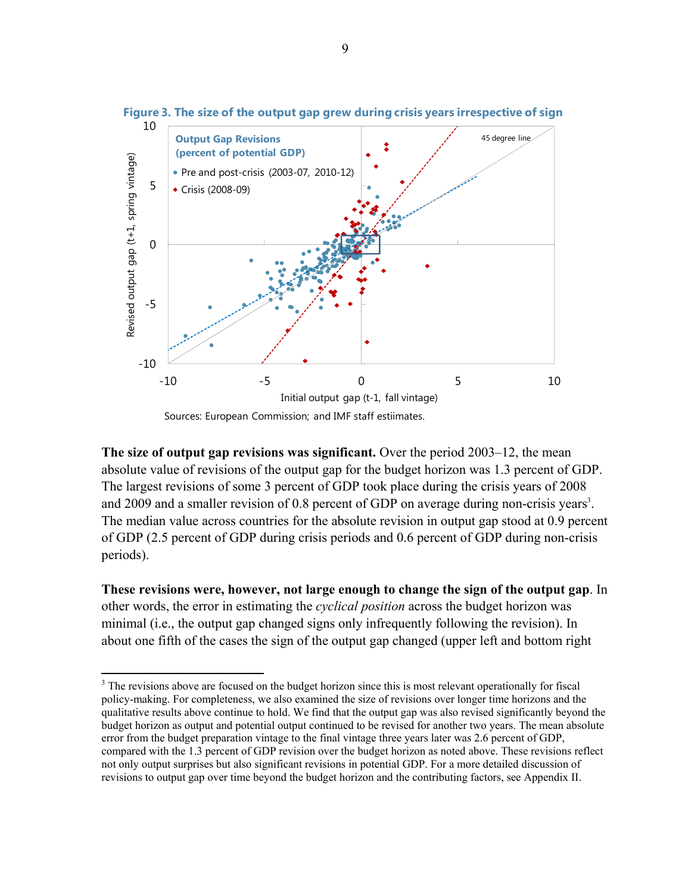**Figure 3. The size of the output gap grew during crisis years irrespective of sign**

Sources: European Commission; and IMF staff estiimates.

**The size of output gap revisions was significant.** Over the period 2003–12, the mean absolute value of revisions of the output gap for the budget horizon was 1.3 percent of GDP. The largest revisions of some 3 percent of GDP took place during the crisis years of 2008 and 2009 and a smaller revision of 0.8 percent of GDP on average during non-crisis years[3]. The median value across countries for the absolute revision in output gap stood at 0.9 percent of GDP (2.5 percent of GDP during crisis periods and 0.6 percent of GDP during non-crisis periods).

**These revisions were, however, not large enough to change the sign of the output gap**. In other words, the error in estimating the *cyclical position* across the budget horizon was minimal (i.e., the output gap changed signs only infrequently following the revision). In about one fifth of the cases the sign of the output gap changed (upper left and bottom right

---

[3] The revisions above are focused on the budget horizon since this is most relevant operationally for fiscal policy-making. For completeness, we also examined the size of revisions over longer time horizons and the qualitative results above continue to hold. We find that the output gap was also revised significantly beyond the budget horizon as output and potential output continued to be revised for another two years. The mean absolute error from the budget preparation vintage to the final vintage three years later was 2.6 percent of GDP, compared with the 1.3 percent of GDP revision over the budget horizon as noted above. These revisions reflect not only output surprises but also significant revisions in potential GDP. For a more detailed discussion of revisions to output gap over time beyond the budget horizon and the contributing factors, see Appendix II.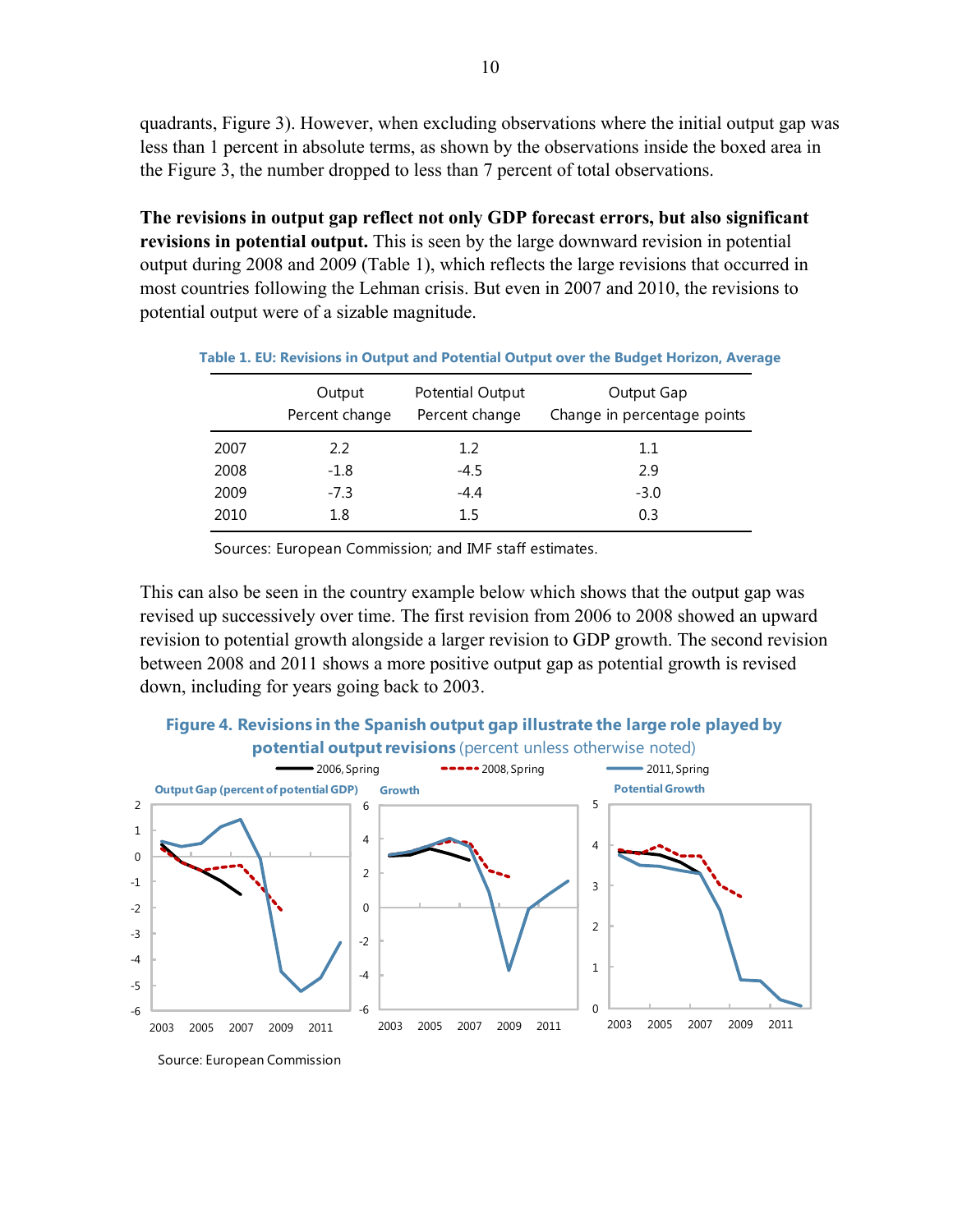quadrants, Figure 3). However, when excluding observations where the initial output gap was less than 1 percent in absolute terms, as shown by the observations inside the boxed area in the Figure 3, the number dropped to less than 7 percent of total observations.

**The revisions in output gap reflect not only GDP forecast errors, but also significant revisions in potential output.** This is seen by the large downward revision in potential output during 2008 and 2009 (Table 1), which reflects the large revisions that occurred in most countries following the Lehman crisis. But even in 2007 and 2010, the revisions to potential output were of a sizable magnitude.

**Table 1. EU: Revisions in Output and Potential Output over the Budget Horizon, Average**

| | Output<br>Percent change | Potential Output<br>Percent change | Output Gap<br>Change in percentage points |
|---|---|---|---|
| 2007 | 2.2 | 1.2 | 1.1 |
| 2008 | -1.8 | -4.5 | 2.9 |
| 2009 | -7.3 | -4.4 | -3.0 |
| 2010 | 1.8 | 1.5 | 0.3 |

Sources: European Commission; and IMF staff estimates.

This can also be seen in the country example below which shows that the output gap was revised up successively over time. The first revision from 2006 to 2008 showed an upward revision to potential growth alongside a larger revision to GDP growth. The second revision between 2008 and 2011 shows a more positive output gap as potential growth is revised down, including for years going back to 2003.

**Figure 4. Revisions in the Spanish output gap illustrate the large role played by potential output revisions** (percent unless otherwise noted)

Source: European Commission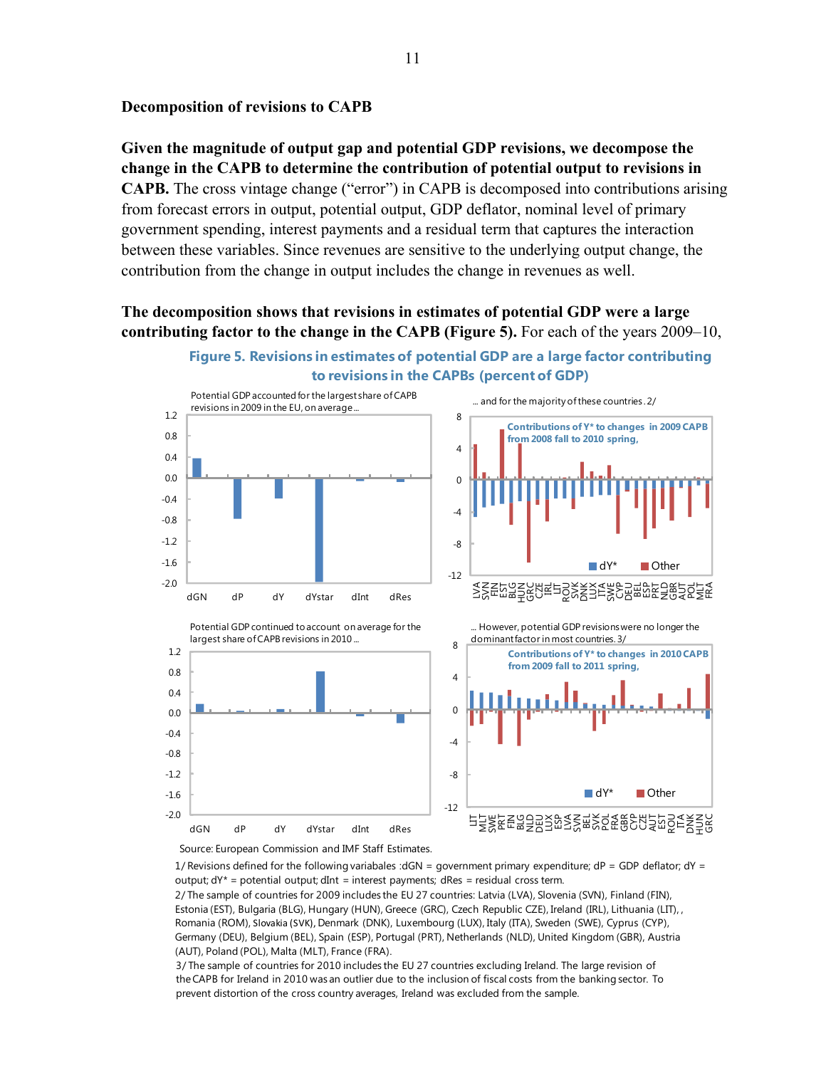**Decomposition of revisions to CAPB**

**Given the magnitude of output gap and potential GDP revisions, we decompose the change in the CAPB to determine the contribution of potential output to revisions in CAPB.** The cross vintage change ("error") in CAPB is decomposed into contributions arising from forecast errors in output, potential output, GDP deflator, nominal level of primary government spending, interest payments and a residual term that captures the interaction between these variables. Since revenues are sensitive to the underlying output change, the contribution from the change in output includes the change in revenues as well.

**The decomposition shows that revisions in estimates of potential GDP were a large contributing factor to the change in the CAPB (Figure 5).** For each of the years 2009–10,

**Figure 5. Revisions in estimates of potential GDP are a large factor contributing to revisions in the CAPBs (percent of GDP)**

Potential GDP accounted for the largest share of CAPB revisions in 2009 in the EU, on average...

... and for the majority of these countries. 2/

Contributions of Y* to changes in 2009 CAPB from 2008 fall to 2010 spring,

Potential GDP continued to account on average for the largest share of CAPB revisions in 2010...

... However, potential GDP revisions were no longer the dominant factor in most countries. 3/

Contributions of Y* to changes in 2010 CAPB from 2009 fall to 2011 spring,

Source: European Commission and IMF Staff Estimates.

1/ Revisions defined for the following variabales :dGN = government primary expenditure; dP = GDP deflator; dY = output; dY* = potential output; dInt = interest payments; dRes = residual cross term.

2/ The sample of countries for 2009 includes the EU 27 countries: Latvia (LVA), Slovenia (SVN), Finland (FIN), Estonia (EST), Bulgaria (BLG), Hungary (HUN), Greece (GRC), Czech Republic CZE), Ireland (IRL), Lithuania (LIT), , Romania (ROM), Slovakia (SVK), Denmark (DNK), Luxembourg (LUX), Italy (ITA), Sweden (SWE), Cyprus (CYP), Germany (DEU), Belgium (BEL), Spain (ESP), Portugal (PRT), Netherlands (NLD), United Kingdom (GBR), Austria (AUT), Poland (POL), Malta (MLT), France (FRA).

3/ The sample of countries for 2010 includes the EU 27 countries excluding Ireland. The large revision of the CAPB for Ireland in 2010 was an outlier due to the inclusion of fiscal costs from the banking sector. To prevent distortion of the cross country averages, Ireland was excluded from the sample.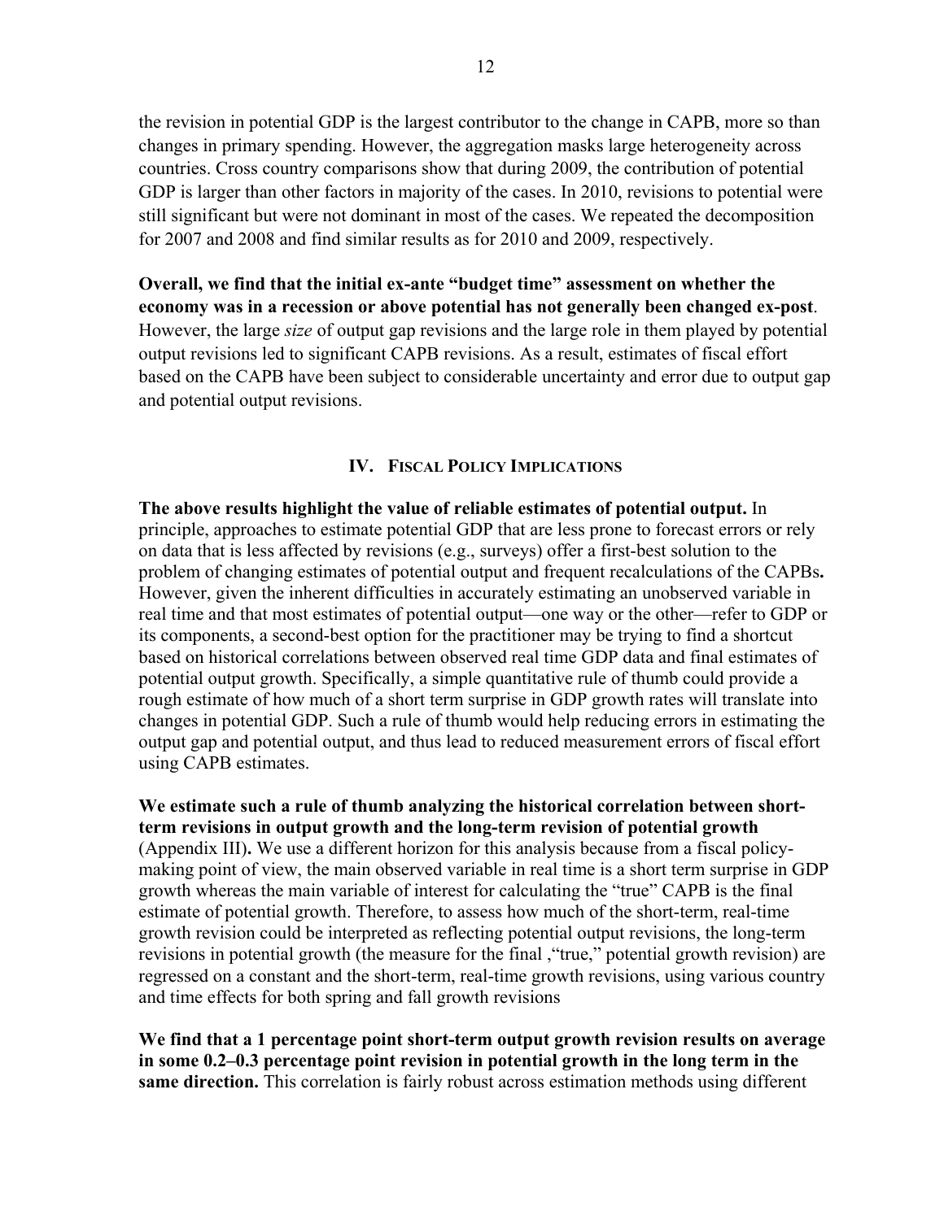the revision in potential GDP is the largest contributor to the change in CAPB, more so than changes in primary spending. However, the aggregation masks large heterogeneity across countries. Cross country comparisons show that during 2009, the contribution of potential GDP is larger than other factors in majority of the cases. In 2010, revisions to potential were still significant but were not dominant in most of the cases. We repeated the decomposition for 2007 and 2008 and find similar results as for 2010 and 2009, respectively.

**Overall, we find that the initial ex-ante "budget time" assessment on whether the economy was in a recession or above potential has not generally been changed ex-post**. However, the large *size* of output gap revisions and the large role in them played by potential output revisions led to significant CAPB revisions. As a result, estimates of fiscal effort based on the CAPB have been subject to considerable uncertainty and error due to output gap and potential output revisions.

## IV. Fiscal Policy Implications

**The above results highlight the value of reliable estimates of potential output.** In principle, approaches to estimate potential GDP that are less prone to forecast errors or rely on data that is less affected by revisions (e.g., surveys) offer a first-best solution to the problem of changing estimates of potential output and frequent recalculations of the CAPBs**.** However, given the inherent difficulties in accurately estimating an unobserved variable in real time and that most estimates of potential output—one way or the other—refer to GDP or its components, a second-best option for the practitioner may be trying to find a shortcut based on historical correlations between observed real time GDP data and final estimates of potential output growth. Specifically, a simple quantitative rule of thumb could provide a rough estimate of how much of a short term surprise in GDP growth rates will translate into changes in potential GDP. Such a rule of thumb would help reducing errors in estimating the output gap and potential output, and thus lead to reduced measurement errors of fiscal effort using CAPB estimates.

**We estimate such a rule of thumb analyzing the historical correlation between short-term revisions in output growth and the long-term revision of potential growth** (Appendix III)**.** We use a different horizon for this analysis because from a fiscal policy-making point of view, the main observed variable in real time is a short term surprise in GDP growth whereas the main variable of interest for calculating the "true" CAPB is the final estimate of potential growth. Therefore, to assess how much of the short-term, real-time growth revision could be interpreted as reflecting potential output revisions, the long-term revisions in potential growth (the measure for the final ,"true," potential growth revision) are regressed on a constant and the short-term, real-time growth revisions, using various country and time effects for both spring and fall growth revisions

**We find that a 1 percentage point short-term output growth revision results on average in some 0.2–0.3 percentage point revision in potential growth in the long term in the same direction.** This correlation is fairly robust across estimation methods using different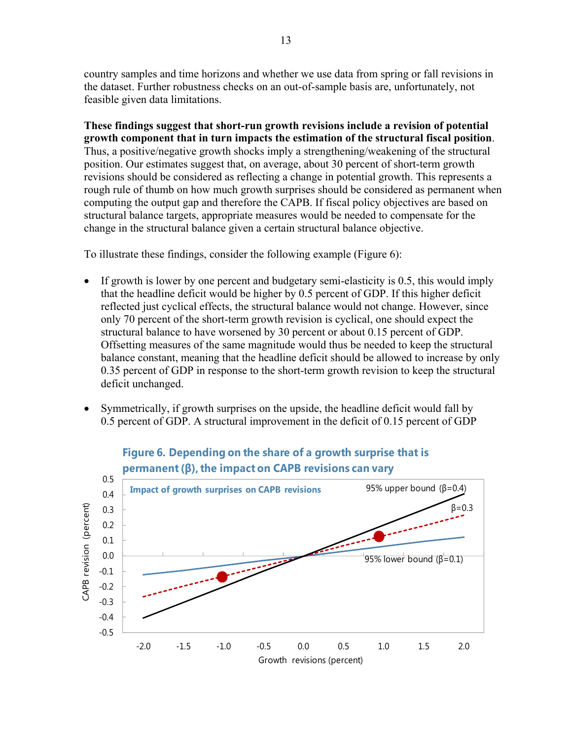country samples and time horizons and whether we use data from spring or fall revisions in the dataset. Further robustness checks on an out-of-sample basis are, unfortunately, not feasible given data limitations.

**These findings suggest that short-run growth revisions include a revision of potential growth component that in turn impacts the estimation of the structural fiscal position**. Thus, a positive/negative growth shocks imply a strengthening/weakening of the structural position. Our estimates suggest that, on average, about 30 percent of short-term growth revisions should be considered as reflecting a change in potential growth. This represents a rough rule of thumb on how much growth surprises should be considered as permanent when computing the output gap and therefore the CAPB. If fiscal policy objectives are based on structural balance targets, appropriate measures would be needed to compensate for the change in the structural balance given a certain structural balance objective.

To illustrate these findings, consider the following example (Figure 6):

- If growth is lower by one percent and budgetary semi-elasticity is 0.5, this would imply that the headline deficit would be higher by 0.5 percent of GDP. If this higher deficit reflected just cyclical effects, the structural balance would not change. However, since only 70 percent of the short-term growth revision is cyclical, one should expect the structural balance to have worsened by 30 percent or about 0.15 percent of GDP. Offsetting measures of the same magnitude would thus be needed to keep the structural balance constant, meaning that the headline deficit should be allowed to increase by only 0.35 percent of GDP in response to the short-term growth revision to keep the structural deficit unchanged.

- Symmetrically, if growth surprises on the upside, the headline deficit would fall by 0.5 percent of GDP. A structural improvement in the deficit of 0.15 percent of GDP

**Figure 6. Depending on the share of a growth surprise that is permanent (β), the impact on CAPB revisions can vary**

Impact of growth surprises on CAPB revisions

[Chart: CAPB revision (percent) vs. Growth revisions (percent), with lines for 95% upper bound (β=0.4), β=0.3, and 95% lower bound (β=0.1)]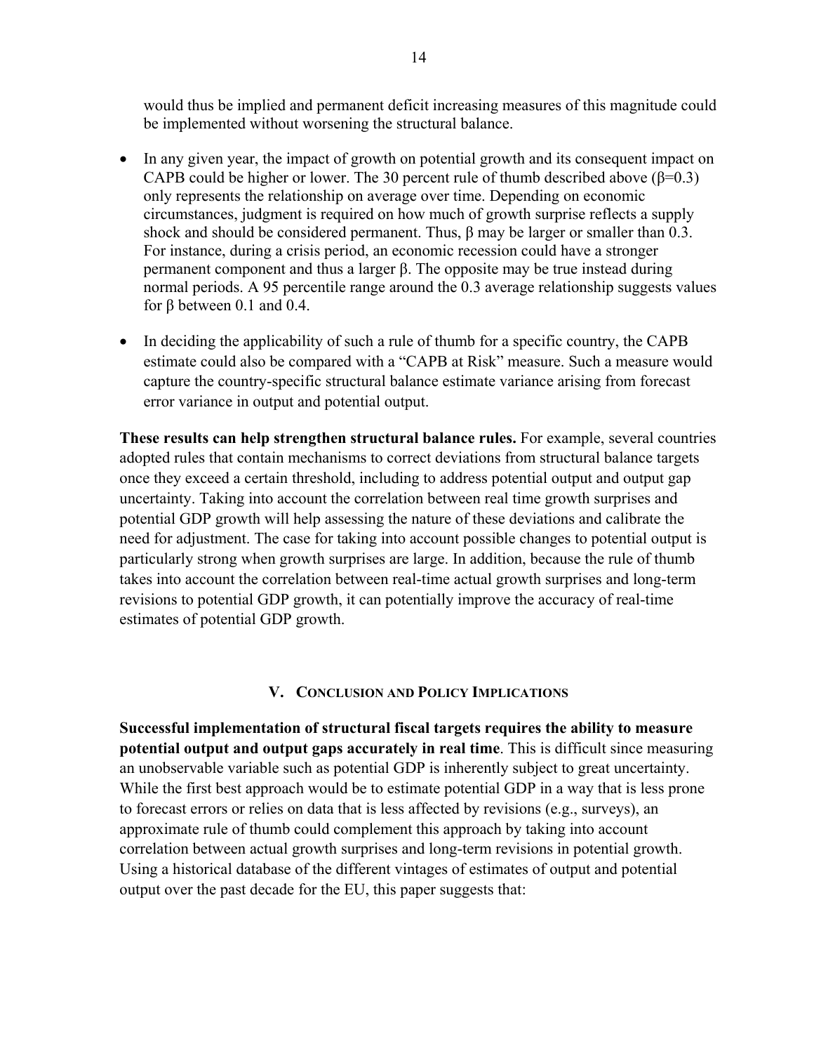would thus be implied and permanent deficit increasing measures of this magnitude could be implemented without worsening the structural balance.

- In any given year, the impact of growth on potential growth and its consequent impact on CAPB could be higher or lower. The 30 percent rule of thumb described above ($\beta$=0.3) only represents the relationship on average over time. Depending on economic circumstances, judgment is required on how much of growth surprise reflects a supply shock and should be considered permanent. Thus, $\beta$ may be larger or smaller than 0.3. For instance, during a crisis period, an economic recession could have a stronger permanent component and thus a larger $\beta$. The opposite may be true instead during normal periods. A 95 percentile range around the 0.3 average relationship suggests values for $\beta$ between 0.1 and 0.4.

- In deciding the applicability of such a rule of thumb for a specific country, the CAPB estimate could also be compared with a "CAPB at Risk" measure. Such a measure would capture the country-specific structural balance estimate variance arising from forecast error variance in output and potential output.

**These results can help strengthen structural balance rules.** For example, several countries adopted rules that contain mechanisms to correct deviations from structural balance targets once they exceed a certain threshold, including to address potential output and output gap uncertainty. Taking into account the correlation between real time growth surprises and potential GDP growth will help assessing the nature of these deviations and calibrate the need for adjustment. The case for taking into account possible changes to potential output is particularly strong when growth surprises are large. In addition, because the rule of thumb takes into account the correlation between real-time actual growth surprises and long-term revisions to potential GDP growth, it can potentially improve the accuracy of real-time estimates of potential GDP growth.

## V. Conclusion and Policy Implications

**Successful implementation of structural fiscal targets requires the ability to measure potential output and output gaps accurately in real time**. This is difficult since measuring an unobservable variable such as potential GDP is inherently subject to great uncertainty. While the first best approach would be to estimate potential GDP in a way that is less prone to forecast errors or relies on data that is less affected by revisions (e.g., surveys), an approximate rule of thumb could complement this approach by taking into account correlation between actual growth surprises and long-term revisions in potential growth. Using a historical database of the different vintages of estimates of output and potential output over the past decade for the EU, this paper suggests that: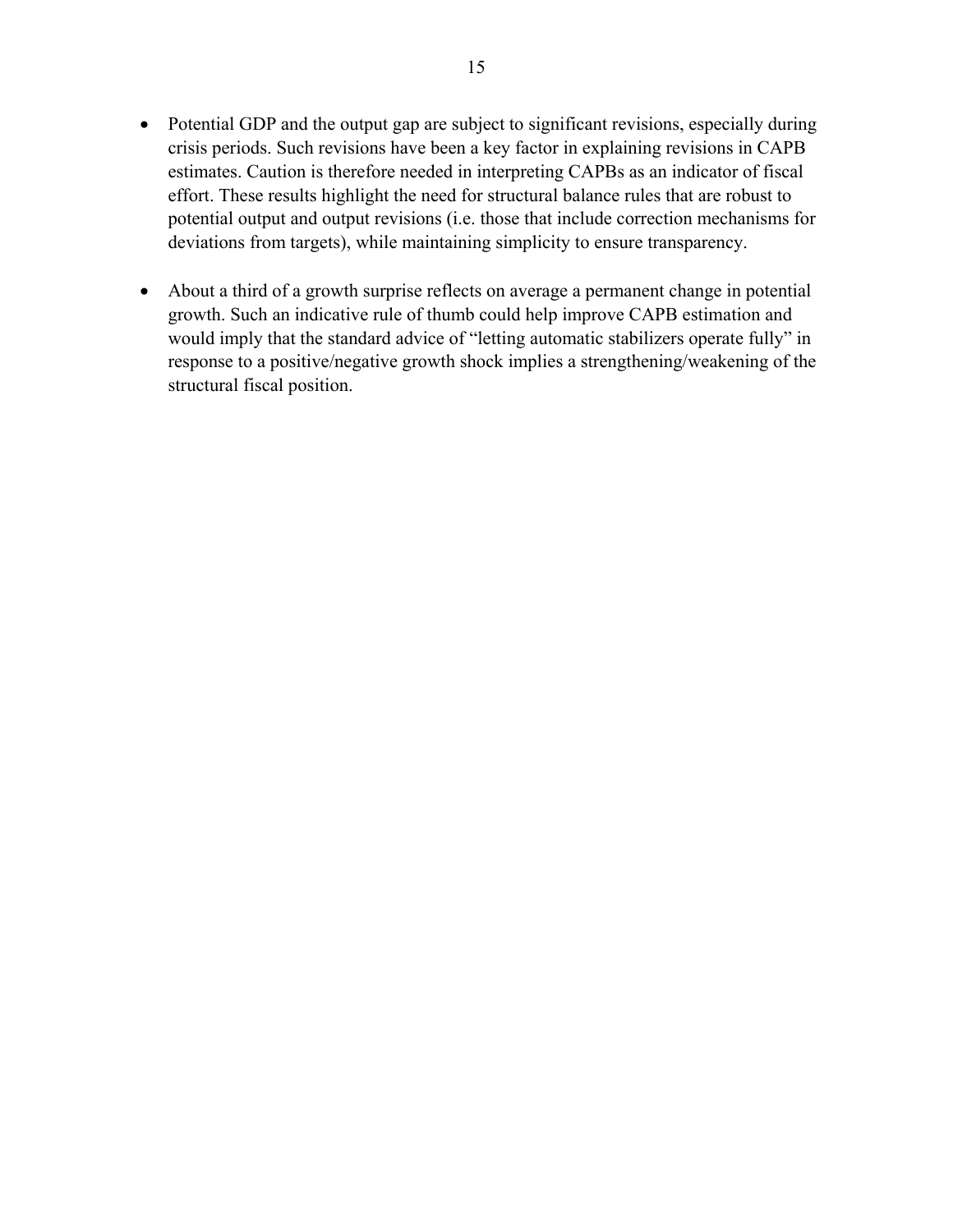- Potential GDP and the output gap are subject to significant revisions, especially during crisis periods. Such revisions have been a key factor in explaining revisions in CAPB estimates. Caution is therefore needed in interpreting CAPBs as an indicator of fiscal effort. These results highlight the need for structural balance rules that are robust to potential output and output revisions (i.e. those that include correction mechanisms for deviations from targets), while maintaining simplicity to ensure transparency.

- About a third of a growth surprise reflects on average a permanent change in potential growth. Such an indicative rule of thumb could help improve CAPB estimation and would imply that the standard advice of "letting automatic stabilizers operate fully" in response to a positive/negative growth shock implies a strengthening/weakening of the structural fiscal position.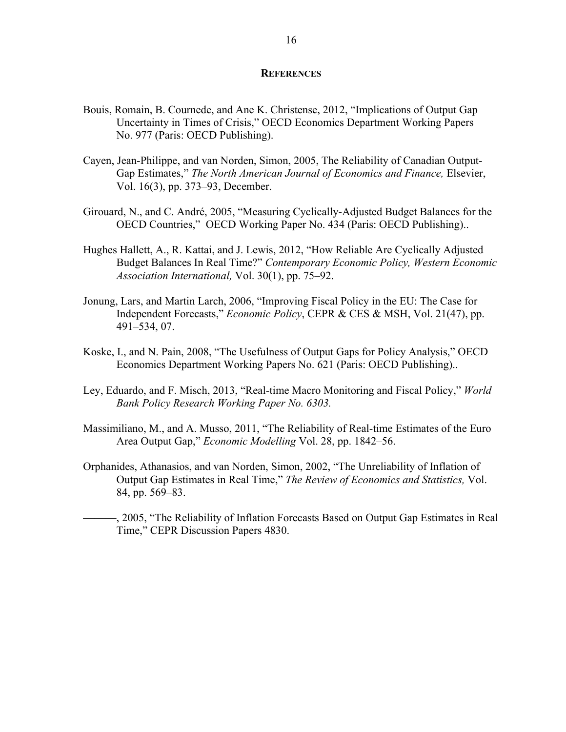## References

Bouis, Romain, B. Cournede, and Ane K. Christense, 2012, "Implications of Output Gap Uncertainty in Times of Crisis," OECD Economics Department Working Papers No. 977 (Paris: OECD Publishing).

Cayen, Jean-Philippe, and van Norden, Simon, 2005, The Reliability of Canadian Output-Gap Estimates," *The North American Journal of Economics and Finance,* Elsevier, Vol. 16(3), pp. 373–93, December.

Girouard, N., and C. André, 2005, "Measuring Cyclically-Adjusted Budget Balances for the OECD Countries," OECD Working Paper No. 434 (Paris: OECD Publishing)..

Hughes Hallett, A., R. Kattai, and J. Lewis, 2012, "How Reliable Are Cyclically Adjusted Budget Balances In Real Time?" *Contemporary Economic Policy, Western Economic Association International,* Vol. 30(1), pp. 75–92.

Jonung, Lars, and Martin Larch, 2006, "Improving Fiscal Policy in the EU: The Case for Independent Forecasts," *Economic Policy*, CEPR & CES & MSH, Vol. 21(47), pp. 491–534, 07.

Koske, I., and N. Pain, 2008, "The Usefulness of Output Gaps for Policy Analysis," OECD Economics Department Working Papers No. 621 (Paris: OECD Publishing)..

Ley, Eduardo, and F. Misch, 2013, "Real-time Macro Monitoring and Fiscal Policy," *World Bank Policy Research Working Paper No. 6303.*

Massimiliano, M., and A. Musso, 2011, "The Reliability of Real-time Estimates of the Euro Area Output Gap," *Economic Modelling* Vol. 28, pp. 1842–56.

Orphanides, Athanasios, and van Norden, Simon, 2002, "The Unreliability of Inflation of Output Gap Estimates in Real Time," *The Review of Economics and Statistics,* Vol. 84, pp. 569–83.

———, 2005, "The Reliability of Inflation Forecasts Based on Output Gap Estimates in Real Time," CEPR Discussion Papers 4830.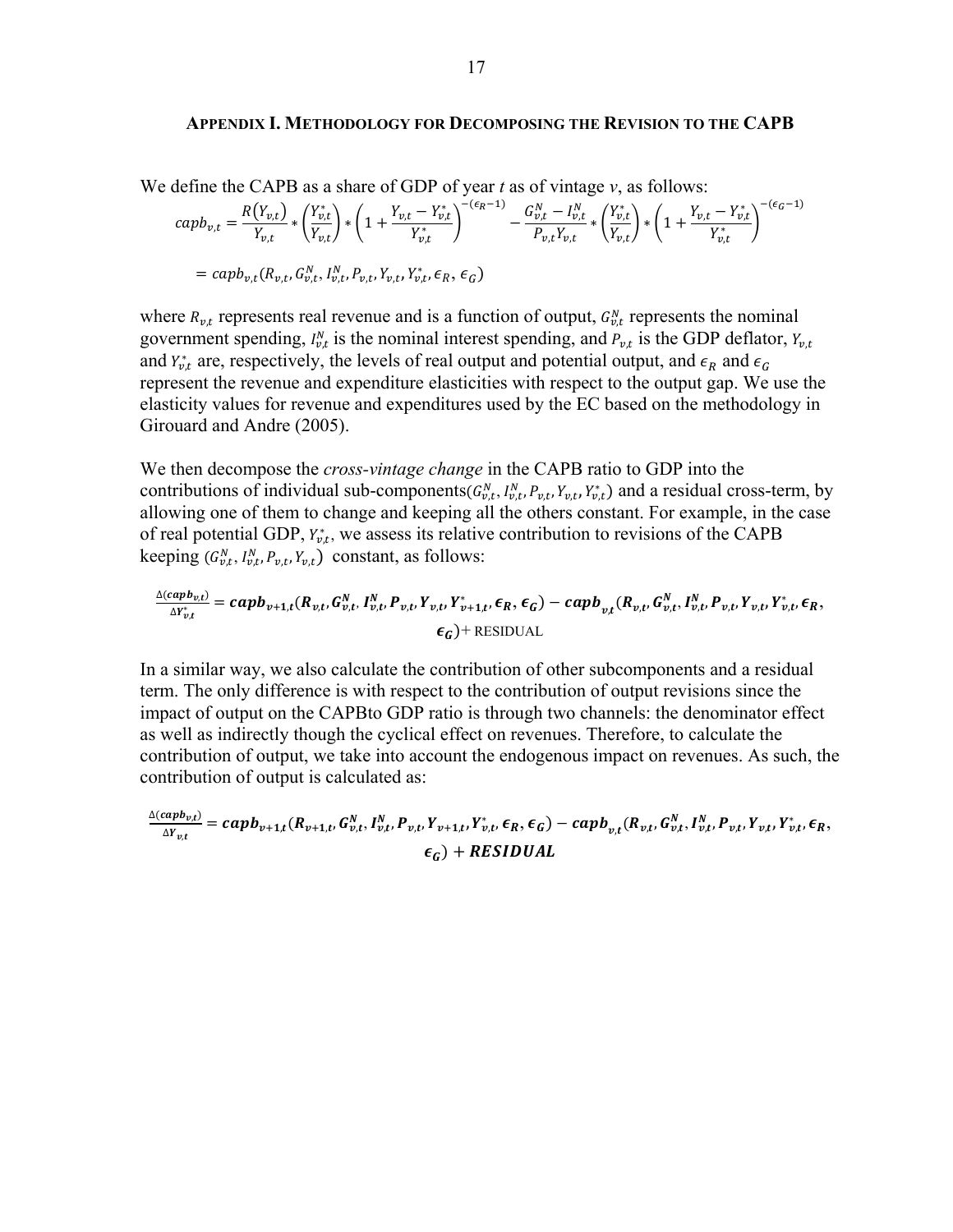## Appendix I. Methodology for Decomposing the Revision to the CAPB

We define the CAPB as a share of GDP of year *t* as of vintage *v*, as follows:

$$capb_{v,t} = \frac{R(Y_{v,t})}{Y_{v,t}} * \left(\frac{Y^*_{v,t}}{Y_{v,t}}\right) * \left(1 + \frac{Y_{v,t} - Y^*_{v,t}}{Y^*_{v,t}}\right)^{-(\epsilon_R - 1)} - \frac{G^N_{v,t} - I^N_{v,t}}{P_{v,t} Y_{v,t}} * \left(\frac{Y^*_{v,t}}{Y_{v,t}}\right) * \left(1 + \frac{Y_{v,t} - Y^*_{v,t}}{Y^*_{v,t}}\right)^{-(\epsilon_G - 1)}$$

$$= capb_{v,t}(R_{v,t}, G^N_{v,t}, I^N_{v,t}, P_{v,t}, Y_{v,t}, Y^*_{v,t}, \epsilon_R, \epsilon_G)$$

where $R_{v,t}$ represents real revenue and is a function of output, $G^N_{v,t}$ represents the nominal government spending, $I^N_{v,t}$ is the nominal interest spending, and $P_{v,t}$ is the GDP deflator, $Y_{v,t}$ and $Y^*_{v,t}$ are, respectively, the levels of real output and potential output, and $\epsilon_R$ and $\epsilon_G$ represent the revenue and expenditure elasticities with respect to the output gap. We use the elasticity values for revenue and expenditures used by the EC based on the methodology in Girouard and Andre (2005).

We then decompose the *cross-vintage change* in the CAPB ratio to GDP into the contributions of individual sub-components($G^N_{v,t}, I^N_{v,t}, P_{v,t}, Y_{v,t}, Y^*_{v,t}$) and a residual cross-term, by allowing one of them to change and keeping all the others constant. For example, in the case of real potential GDP, $Y^*_{v,t}$, we assess its relative contribution to revisions of the CAPB keeping ($G^N_{v,t}, I^N_{v,t}, P_{v,t}, Y_{v,t}$) constant, as follows:

$$\frac{\Delta(\boldsymbol{capb_{v,t}})}{\Delta Y^*_{v,t}} = \boldsymbol{capb_{v+1,t}}(\boldsymbol{R_{v,t}}, \boldsymbol{G^N_{v,t}}, \boldsymbol{I^N_{v,t}}, \boldsymbol{P_{v,t}}, \boldsymbol{Y_{v,t}}, \boldsymbol{Y^*_{v+1,t}}, \boldsymbol{\epsilon_R}, \boldsymbol{\epsilon_G}) - \boldsymbol{capb_{v,t}}(\boldsymbol{R_{v,t}}, \boldsymbol{G^N_{v,t}}, \boldsymbol{I^N_{v,t}}, \boldsymbol{P_{v,t}}, \boldsymbol{Y_{v,t}}, \boldsymbol{Y^*_{v,t}}, \boldsymbol{\epsilon_R}, \boldsymbol{\epsilon_G}) + \text{RESIDUAL}$$

In a similar way, we also calculate the contribution of other subcomponents and a residual term. The only difference is with respect to the contribution of output revisions since the impact of output on the CAPBto GDP ratio is through two channels: the denominator effect as well as indirectly though the cyclical effect on revenues. Therefore, to calculate the contribution of output, we take into account the endogenous impact on revenues. As such, the contribution of output is calculated as:

$$\frac{\Delta(\boldsymbol{capb_{v,t}})}{\Delta Y_{v,t}} = \boldsymbol{capb_{v+1,t}}(\boldsymbol{R_{v+1,t}}, \boldsymbol{G^N_{v,t}}, \boldsymbol{I^N_{v,t}}, \boldsymbol{P_{v,t}}, \boldsymbol{Y_{v+1,t}}, \boldsymbol{Y^*_{v,t}}, \boldsymbol{\epsilon_R}, \boldsymbol{\epsilon_G}) - \boldsymbol{capb_{v,t}}(\boldsymbol{R_{v,t}}, \boldsymbol{G^N_{v,t}}, \boldsymbol{I^N_{v,t}}, \boldsymbol{P_{v,t}}, \boldsymbol{Y_{v,t}}, \boldsymbol{Y^*_{v,t}}, \boldsymbol{\epsilon_R}, \boldsymbol{\epsilon_G}) + \boldsymbol{RESIDUAL}$$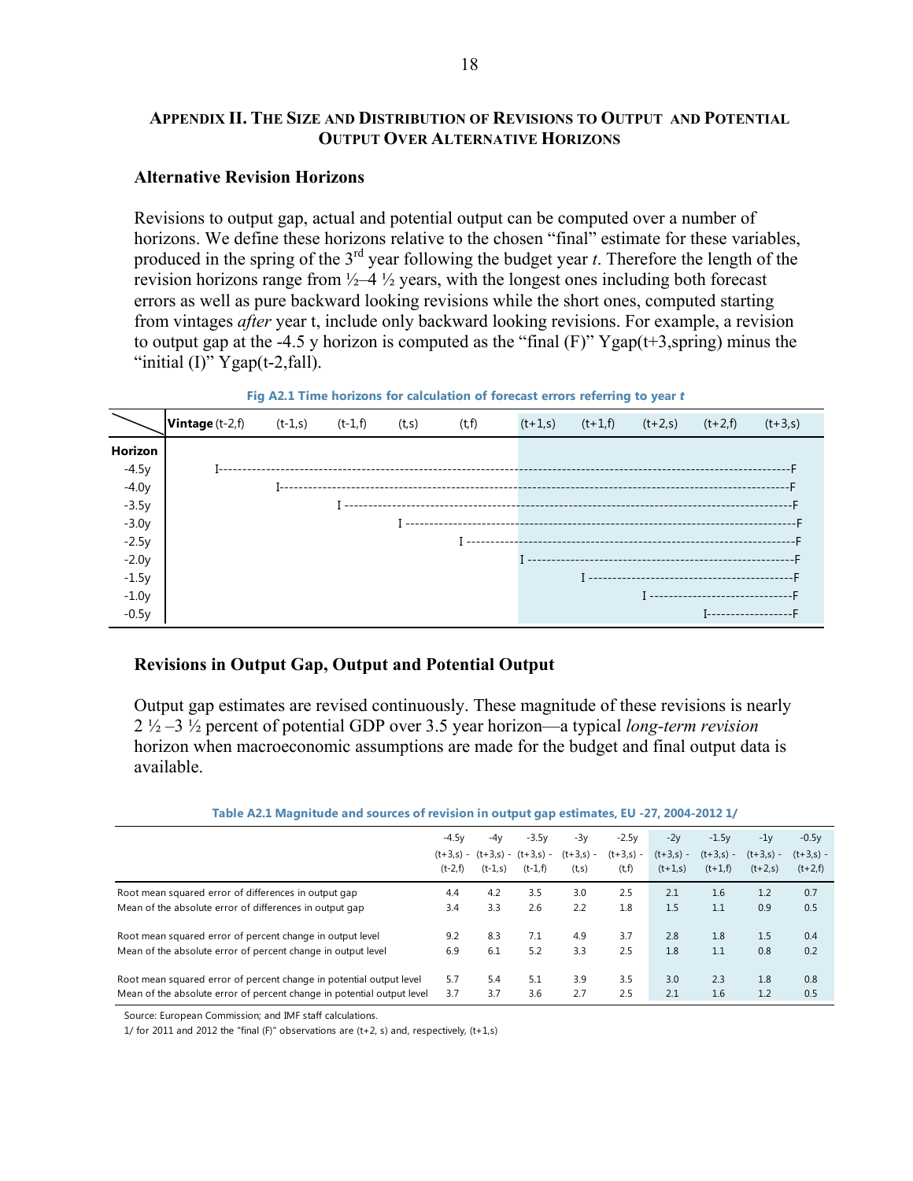## Appendix II. The Size and Distribution of Revisions to Output and Potential Output Over Alternative Horizons

### Alternative Revision Horizons

Revisions to output gap, actual and potential output can be computed over a number of horizons. We define these horizons relative to the chosen "final" estimate for these variables, produced in the spring of the 3rd year following the budget year *t*. Therefore the length of the revision horizons range from ½–4 ½ years, with the longest ones including both forecast errors as well as pure backward looking revisions while the short ones, computed starting from vintages *after* year t, include only backward looking revisions. For example, a revision to output gap at the -4.5 y horizon is computed as the "final (F)" Ygap(t+3,spring) minus the "initial (I)" Ygap(t-2,fall).

**Fig A2.1 Time horizons for calculation of forecast errors referring to year *t***

| Horizon \ Vintage | (t-2,f) | (t-1,s) | (t-1,f) | (t,s) | (t,f) | (t+1,s) | (t+1,f) | (t+2,s) | (t+2,f) | (t+3,s) |
|---|---|---|---|---|---|---|---|---|---|---|
| -4.5y | I | | | | | | | | | F |
| -4.0y | | I | | | | | | | | F |
| -3.5y | | | I | | | | | | | F |
| -3.0y | | | | I | | | | | | F |
| -2.5y | | | | | I | | | | | F |
| -2.0y | | | | | | I | | | | F |
| -1.5y | | | | | | | I | | | F |
| -1.0y | | | | | | | | I | | F |
| -0.5y | | | | | | | | | I | F |

### Revisions in Output Gap, Output and Potential Output

Output gap estimates are revised continuously. These magnitude of these revisions is nearly 2 ½ –3 ½ percent of potential GDP over 3.5 year horizon—a typical *long-term revision* horizon when macroeconomic assumptions are made for the budget and final output data is available.

**Table A2.1 Magnitude and sources of revision in output gap estimates, EU -27, 2004-2012 1/**

| | -4.5y (t+3,s) - (t-2,f) | -4y (t+3,s) - (t-1,s) | -3.5y (t+3,s) - (t-1,f) | -3y (t+3,s) - (t,s) | -2.5y (t+3,s) - (t,f) | -2y (t+3,s) - (t+1,s) | -1.5y (t+3,s) - (t+1,f) | -1y (t+3,s) - (t+2,s) | -0.5y (t+3,s) - (t+2,f) |
|---|---|---|---|---|---|---|---|---|---|
| Root mean squared error of differences in output gap | 4.4 | 4.2 | 3.5 | 3.0 | 2.5 | 2.1 | 1.6 | 1.2 | 0.7 |
| Mean of the absolute error of differences in output gap | 3.4 | 3.3 | 2.6 | 2.2 | 1.8 | 1.5 | 1.1 | 0.9 | 0.5 |
| Root mean squared error of percent change in output level | 9.2 | 8.3 | 7.1 | 4.9 | 3.7 | 2.8 | 1.8 | 1.5 | 0.4 |
| Mean of the absolute error of percent change in output level | 6.9 | 6.1 | 5.2 | 3.3 | 2.5 | 1.8 | 1.1 | 0.8 | 0.2 |
| Root mean squared error of percent change in potential output level | 5.7 | 5.4 | 5.1 | 3.9 | 3.5 | 3.0 | 2.3 | 1.8 | 0.8 |
| Mean of the absolute error of percent change in potential output level | 3.7 | 3.7 | 3.6 | 2.7 | 2.5 | 2.1 | 1.6 | 1.2 | 0.5 |

Source: European Commission; and IMF staff calculations.

1/ for 2011 and 2012 the "final (F)" observations are (t+2, s) and, respectively, (t+1,s)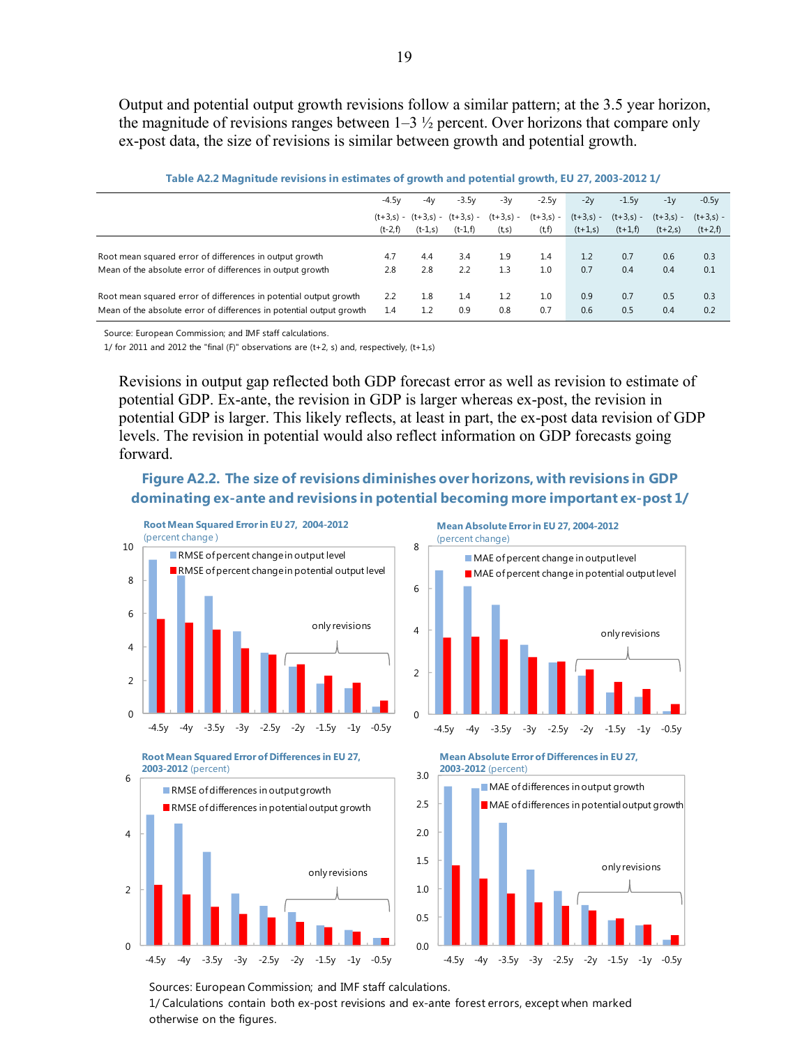Output and potential output growth revisions follow a similar pattern; at the 3.5 year horizon, the magnitude of revisions ranges between 1–3 ½ percent. Over horizons that compare only ex-post data, the size of revisions is similar between growth and potential growth.

**Table A2.2 Magnitude revisions in estimates of growth and potential growth, EU 27, 2003-2012 1/**

| | -4.5y | -4y | -3.5y | -3y | -2.5y | -2y | -1.5y | -1y | -0.5y |
|---|---|---|---|---|---|---|---|---|---|
| | (t+3,s) - (t-2,f) | (t+3,s) - (t-1,s) | (t+3,s) - (t-1,f) | (t+3,s) - (t,s) | (t+3,s) - (t,f) | (t+3,s) - (t+1,s) | (t+3,s) - (t+1,f) | (t+3,s) - (t+2,s) | (t+3,s) - (t+2,f) |
| Root mean squared error of differences in output growth | 4.7 | 4.4 | 3.4 | 1.9 | 1.4 | 1.2 | 0.7 | 0.6 | 0.3 |
| Mean of the absolute error of differences in output growth | 2.8 | 2.8 | 2.2 | 1.3 | 1.0 | 0.7 | 0.4 | 0.4 | 0.1 |
| Root mean squared error of differences in potential output growth | 2.2 | 1.8 | 1.4 | 1.2 | 1.0 | 0.9 | 0.7 | 0.5 | 0.3 |
| Mean of the absolute error of differences in potential output growth | 1.4 | 1.2 | 0.9 | 0.8 | 0.7 | 0.6 | 0.5 | 0.4 | 0.2 |

Source: European Commission; and IMF staff calculations.
1/ for 2011 and 2012 the "final (F)" observations are (t+2, s) and, respectively, (t+1,s)

Revisions in output gap reflected both GDP forecast error as well as revision to estimate of potential GDP. Ex-ante, the revision in GDP is larger whereas ex-post, the revision in potential GDP is larger. This likely reflects, at least in part, the ex-post data revision of GDP levels. The revision in potential would also reflect information on GDP forecasts going forward.

**Figure A2.2. The size of revisions diminishes over horizons, with revisions in GDP dominating ex-ante and revisions in potential becoming more important ex-post 1/**

Root Mean Squared Error in EU 27, 2004-2012 (percent change)

Mean Absolute Error in EU 27, 2004-2012 (percent change)

Root Mean Squared Error of Differences in EU 27, 2003-2012 (percent)

Mean Absolute Error of Differences in EU 27, 2003-2012 (percent)

Sources: European Commission; and IMF staff calculations.
1/ Calculations contain both ex-post revisions and ex-ante forest errors, except when marked otherwise on the figures.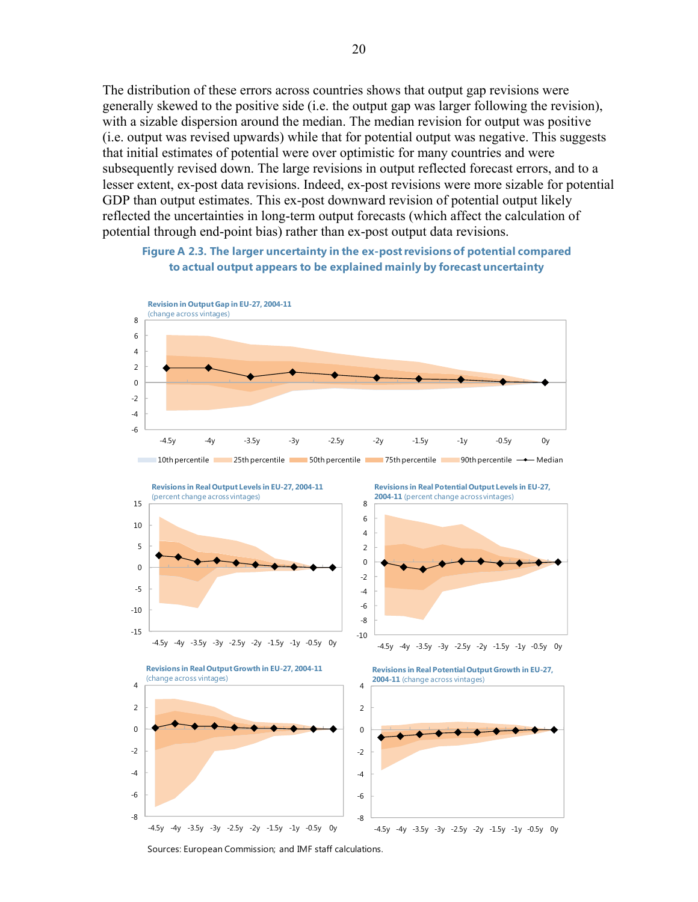The distribution of these errors across countries shows that output gap revisions were generally skewed to the positive side (i.e. the output gap was larger following the revision), with a sizable dispersion around the median. The median revision for output was positive (i.e. output was revised upwards) while that for potential output was negative. This suggests that initial estimates of potential were over optimistic for many countries and were subsequently revised down. The large revisions in output reflected forecast errors, and to a lesser extent, ex-post data revisions. Indeed, ex-post revisions were more sizable for potential GDP than output estimates. This ex-post downward revision of potential output likely reflected the uncertainties in long-term output forecasts (which affect the calculation of potential through end-point bias) rather than ex-post output data revisions.

**Figure A 2.3. The larger uncertainty in the ex-post revisions of potential compared to actual output appears to be explained mainly by forecast uncertainty**

Sources: European Commission; and IMF staff calculations.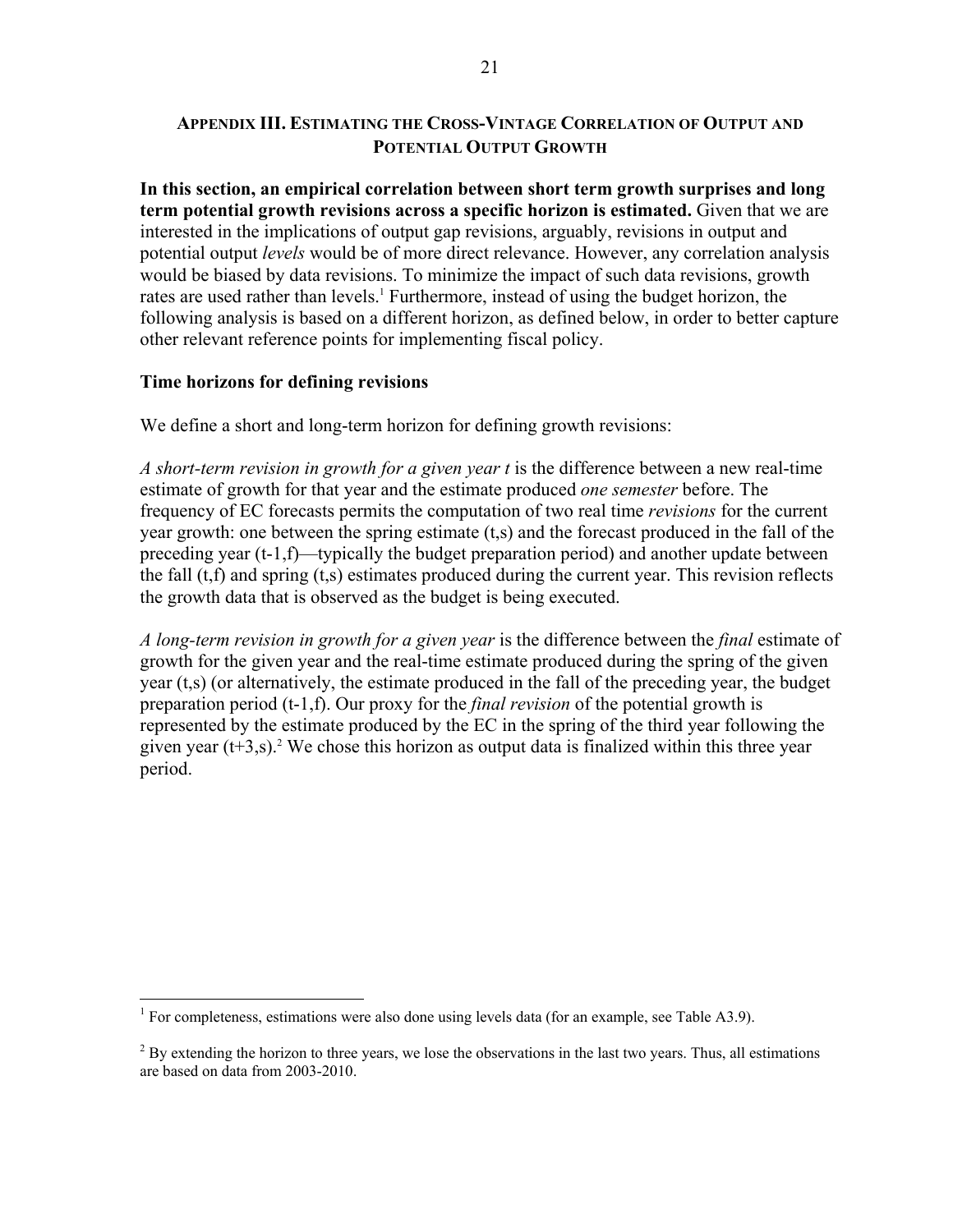## Appendix III. Estimating the Cross-Vintage Correlation of Output and Potential Output Growth

**In this section, an empirical correlation between short term growth surprises and long term potential growth revisions across a specific horizon is estimated.** Given that we are interested in the implications of output gap revisions, arguably, revisions in output and potential output *levels* would be of more direct relevance. However, any correlation analysis would be biased by data revisions. To minimize the impact of such data revisions, growth rates are used rather than levels.[1] Furthermore, instead of using the budget horizon, the following analysis is based on a different horizon, as defined below, in order to better capture other relevant reference points for implementing fiscal policy.

**Time horizons for defining revisions**

We define a short and long-term horizon for defining growth revisions:

*A short-term revision in growth for a given year t* is the difference between a new real-time estimate of growth for that year and the estimate produced *one semester* before. The frequency of EC forecasts permits the computation of two real time *revisions* for the current year growth: one between the spring estimate (t,s) and the forecast produced in the fall of the preceding year (t-1,f)—typically the budget preparation period) and another update between the fall (t,f) and spring (t,s) estimates produced during the current year. This revision reflects the growth data that is observed as the budget is being executed.

*A long-term revision in growth for a given year* is the difference between the *final* estimate of growth for the given year and the real-time estimate produced during the spring of the given year (t,s) (or alternatively, the estimate produced in the fall of the preceding year, the budget preparation period (t-1,f). Our proxy for the *final revision* of the potential growth is represented by the estimate produced by the EC in the spring of the third year following the given year (t+3,s).[2] We chose this horizon as output data is finalized within this three year period.

---

[1] For completeness, estimations were also done using levels data (for an example, see Table A3.9).

[2] By extending the horizon to three years, we lose the observations in the last two years. Thus, all estimations are based on data from 2003-2010.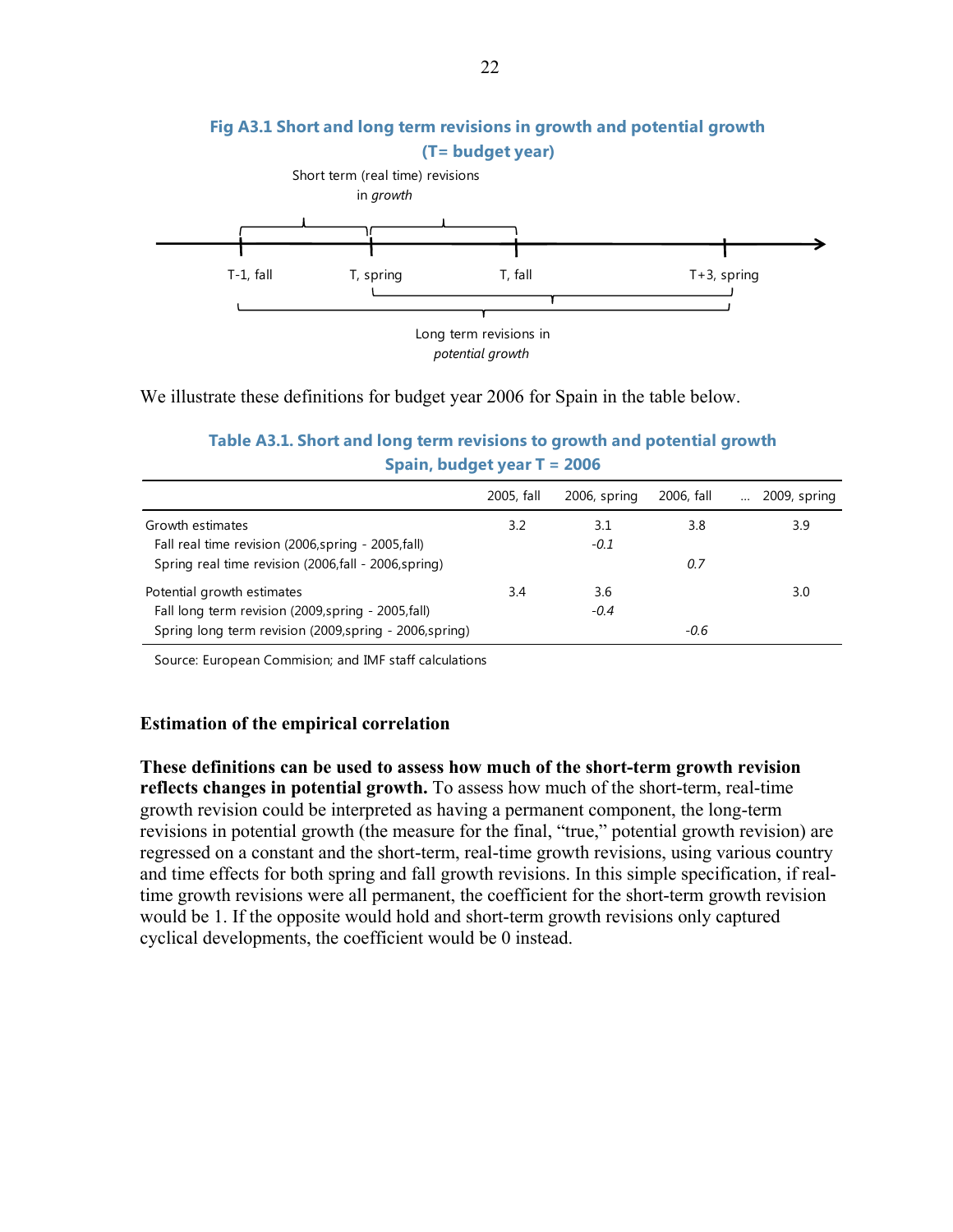**Fig A3.1 Short and long term revisions in growth and potential growth (T= budget year)**

Short term (real time) revisions in *growth*

T-1, fall | T, spring | T, fall | T+3, spring

Long term revisions in *potential growth*

We illustrate these definitions for budget year 2006 for Spain in the table below.

**Table A3.1. Short and long term revisions to growth and potential growth Spain, budget year T = 2006**

| | 2005, fall | 2006, spring | 2006, fall | ... 2009, spring |
|---|---|---|---|---|
| Growth estimates | 3.2 | 3.1 | 3.8 | 3.9 |
| Fall real time revision (2006,spring - 2005,fall) | | *-0.1* | | |
| Spring real time revision (2006,fall - 2006,spring) | | | *0.7* | |
| Potential growth estimates | 3.4 | 3.6 | | 3.0 |
| Fall long term revision (2009,spring - 2005,fall) | | *-0.4* | | |
| Spring long term revision (2009,spring - 2006,spring) | | | *-0.6* | |

Source: European Commision; and IMF staff calculations

### Estimation of the empirical correlation

**These definitions can be used to assess how much of the short-term growth revision reflects changes in potential growth.** To assess how much of the short-term, real-time growth revision could be interpreted as having a permanent component, the long-term revisions in potential growth (the measure for the final, "true," potential growth revision) are regressed on a constant and the short-term, real-time growth revisions, using various country and time effects for both spring and fall growth revisions. In this simple specification, if real-time growth revisions were all permanent, the coefficient for the short-term growth revision would be 1. If the opposite would hold and short-term growth revisions only captured cyclical developments, the coefficient would be 0 instead.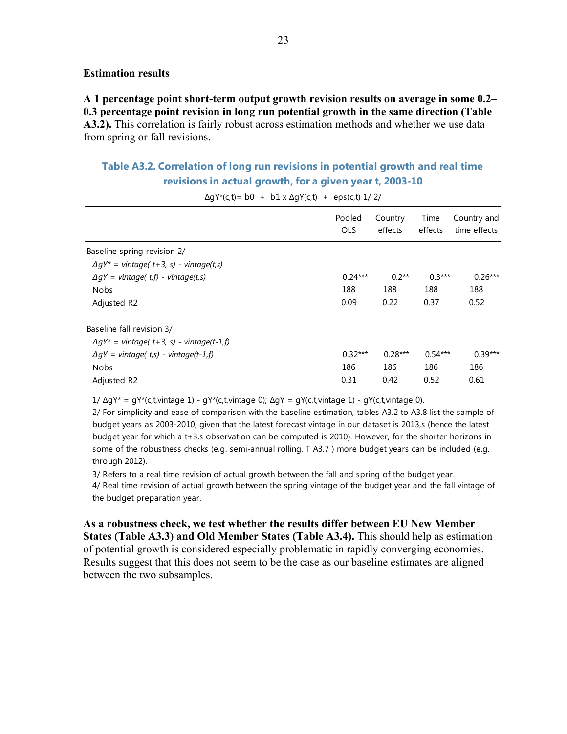**Estimation results**

**A 1 percentage point short-term output growth revision results on average in some 0.2–0.3 percentage point revision in long run potential growth in the same direction (Table A3.2).** This correlation is fairly robust across estimation methods and whether we use data from spring or fall revisions.

**Table A3.2. Correlation of long run revisions in potential growth and real time revisions in actual growth, for a given year t, 2003-10**

$\Delta gY^*(c,t) = b0 + b1 \times \Delta gY(c,t) + eps(c,t)$ 1/ 2/

| | Pooled OLS | Country effects | Time effects | Country and time effects |
|---|---|---|---|---|
| Baseline spring revision 2/ | | | | |
| *ΔgY* = vintage( t+3, s) - vintage(t,s)* | | | | |
| *ΔgY = vintage( t,f) - vintage(t,s)* | 0.24*** | 0.2** | 0.3*** | 0.26*** |
| Nobs | 188 | 188 | 188 | 188 |
| Adjusted R2 | 0.09 | 0.22 | 0.37 | 0.52 |
| Baseline fall revision 3/ | | | | |
| *ΔgY* = vintage( t+3, s) - vintage(t-1,f)* | | | | |
| *ΔgY = vintage( t,s) - vintage(t-1,f)* | 0.32*** | 0.28*** | 0.54*** | 0.39*** |
| Nobs | 186 | 186 | 186 | 186 |
| Adjusted R2 | 0.31 | 0.42 | 0.52 | 0.61 |

1/ ΔgY* = gY*(c,t,vintage 1) - gY*(c,t,vintage 0); ΔgY = gY(c,t,vintage 1) - gY(c,t,vintage 0).

2/ For simplicity and ease of comparison with the baseline estimation, tables A3.2 to A3.8 list the sample of budget years as 2003-2010, given that the latest forecast vintage in our dataset is 2013,s (hence the latest budget year for which a t+3,s observation can be computed is 2010). However, for the shorter horizons in some of the robustness checks (e.g. semi-annual rolling, T A3.7 ) more budget years can be included (e.g. through 2012).

3/ Refers to a real time revision of actual growth between the fall and spring of the budget year.

4/ Real time revision of actual growth between the spring vintage of the budget year and the fall vintage of the budget preparation year.

**As a robustness check, we test whether the results differ between EU New Member States (Table A3.3) and Old Member States (Table A3.4).** This should help as estimation of potential growth is considered especially problematic in rapidly converging economies. Results suggest that this does not seem to be the case as our baseline estimates are aligned between the two subsamples.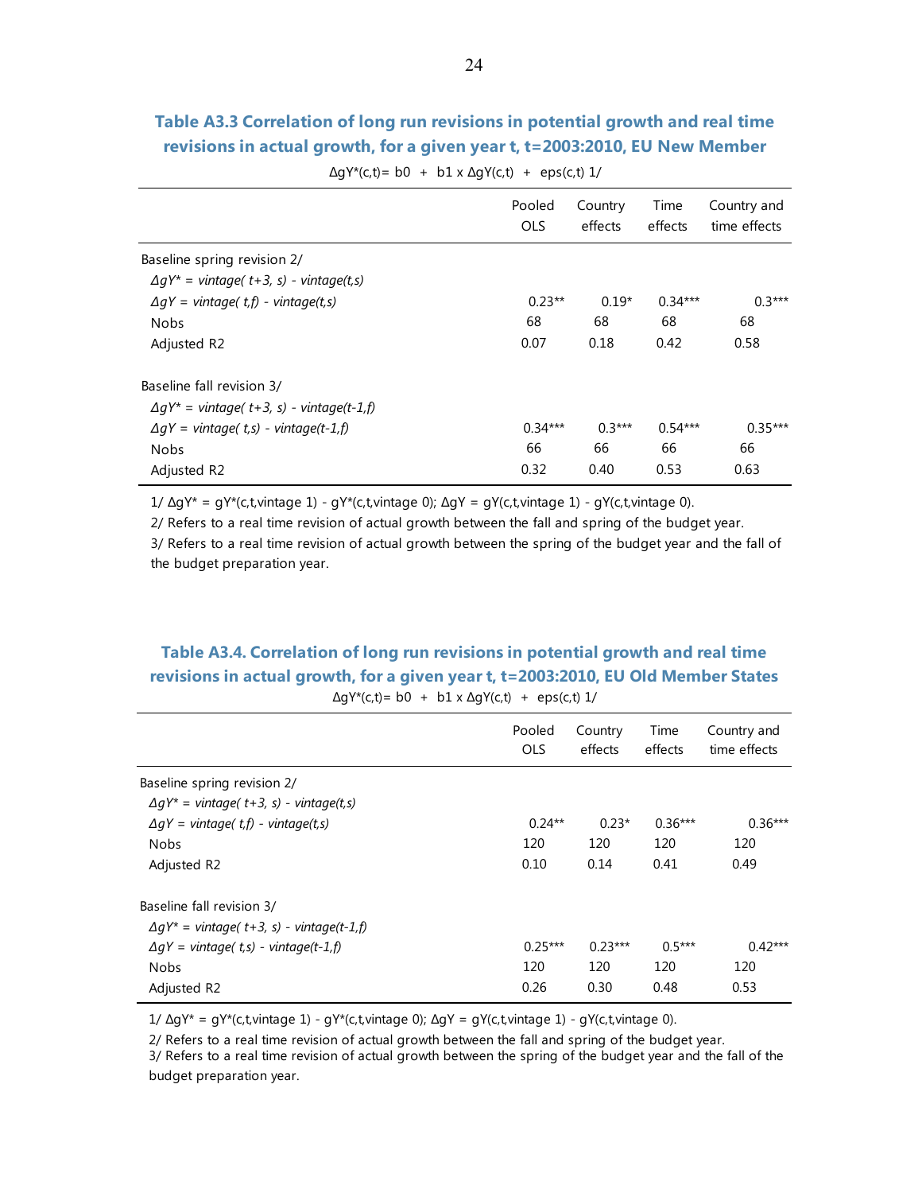### Table A3.3 Correlation of long run revisions in potential growth and real time revisions in actual growth, for a given year t, t=2003:2010, EU New Member

$\Delta gY^*(c,t) = b0 + b1 \times \Delta gY(c,t) + eps(c,t)$ 1/

| | Pooled OLS | Country effects | Time effects | Country and time effects |
|---|---|---|---|---|
| Baseline spring revision 2/ | | | | |
| *ΔgY\* = vintage( t+3, s) - vintage(t,s)* | | | | |
| *ΔgY = vintage( t,f) - vintage(t,s)* | 0.23** | 0.19* | 0.34*** | 0.3*** |
| Nobs | 68 | 68 | 68 | 68 |
| Adjusted R2 | 0.07 | 0.18 | 0.42 | 0.58 |
| Baseline fall revision 3/ | | | | |
| *ΔgY\* = vintage( t+3, s) - vintage(t-1,f)* | | | | |
| *ΔgY = vintage( t,s) - vintage(t-1,f)* | 0.34*** | 0.3*** | 0.54*** | 0.35*** |
| Nobs | 66 | 66 | 66 | 66 |
| Adjusted R2 | 0.32 | 0.40 | 0.53 | 0.63 |

1/ ΔgY* = gY*(c,t,vintage 1) - gY*(c,t,vintage 0); ΔgY = gY(c,t,vintage 1) - gY(c,t,vintage 0).

2/ Refers to a real time revision of actual growth between the fall and spring of the budget year.

3/ Refers to a real time revision of actual growth between the spring of the budget year and the fall of the budget preparation year.

### Table A3.4. Correlation of long run revisions in potential growth and real time revisions in actual growth, for a given year t, t=2003:2010, EU Old Member States

$\Delta gY^*(c,t) = b0 + b1 \times \Delta gY(c,t) + eps(c,t)$ 1/

| | Pooled OLS | Country effects | Time effects | Country and time effects |
|---|---|---|---|---|
| Baseline spring revision 2/ | | | | |
| *ΔgY\* = vintage( t+3, s) - vintage(t,s)* | | | | |
| *ΔgY = vintage( t,f) - vintage(t,s)* | 0.24** | 0.23* | 0.36*** | 0.36*** |
| Nobs | 120 | 120 | 120 | 120 |
| Adjusted R2 | 0.10 | 0.14 | 0.41 | 0.49 |
| Baseline fall revision 3/ | | | | |
| *ΔgY\* = vintage( t+3, s) - vintage(t-1,f)* | | | | |
| *ΔgY = vintage( t,s) - vintage(t-1,f)* | 0.25*** | 0.23*** | 0.5*** | 0.42*** |
| Nobs | 120 | 120 | 120 | 120 |
| Adjusted R2 | 0.26 | 0.30 | 0.48 | 0.53 |

1/ ΔgY* = gY*(c,t,vintage 1) - gY*(c,t,vintage 0); ΔgY = gY(c,t,vintage 1) - gY(c,t,vintage 0).

2/ Refers to a real time revision of actual growth between the fall and spring of the budget year.

3/ Refers to a real time revision of actual growth between the spring of the budget year and the fall of the budget preparation year.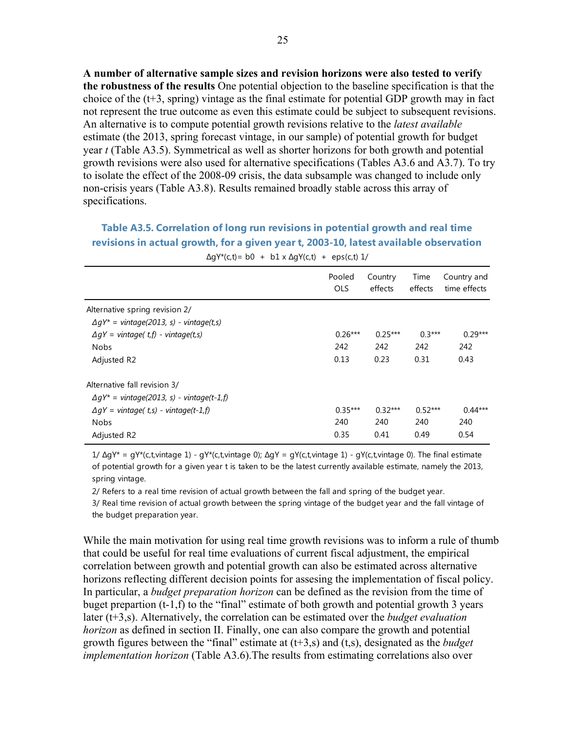**A number of alternative sample sizes and revision horizons were also tested to verify the robustness of the results** One potential objection to the baseline specification is that the choice of the (t+3, spring) vintage as the final estimate for potential GDP growth may in fact not represent the true outcome as even this estimate could be subject to subsequent revisions. An alternative is to compute potential growth revisions relative to the *latest available* estimate (the 2013, spring forecast vintage, in our sample) of potential growth for budget year *t* (Table A3.5). Symmetrical as well as shorter horizons for both growth and potential growth revisions were also used for alternative specifications (Tables A3.6 and A3.7). To try to isolate the effect of the 2008-09 crisis, the data subsample was changed to include only non-crisis years (Table A3.8). Results remained broadly stable across this array of specifications.

**Table A3.5. Correlation of long run revisions in potential growth and real time revisions in actual growth, for a given year t, 2003-10, latest available observation**

$\Delta gY^*(c,t) = b0 + b1 \times \Delta gY(c,t) + eps(c,t)$ 1/

| | Pooled OLS | Country effects | Time effects | Country and time effects |
|---|---|---|---|---|
| Alternative spring revision 2/ | | | | |
| *ΔgY\* = vintage(2013, s) - vintage(t,s)* | | | | |
| *ΔgY = vintage( t,f) - vintage(t,s)* | 0.26*** | 0.25*** | 0.3*** | 0.29*** |
| Nobs | 242 | 242 | 242 | 242 |
| Adjusted R2 | 0.13 | 0.23 | 0.31 | 0.43 |
| | | | | |
| Alternative fall revision 3/ | | | | |
| *ΔgY\* = vintage(2013, s) - vintage(t-1,f)* | | | | |
| *ΔgY = vintage( t,s) - vintage(t-1,f)* | 0.35*** | 0.32*** | 0.52*** | 0.44*** |
| Nobs | 240 | 240 | 240 | 240 |
| Adjusted R2 | 0.35 | 0.41 | 0.49 | 0.54 |

1/ $\Delta gY^* = gY^*(c,t,\text{vintage 1}) - gY^*(c,t,\text{vintage 0})$; $\Delta gY = gY(c,t,\text{vintage 1}) - gY(c,t,\text{vintage 0})$. The final estimate of potential growth for a given year t is taken to be the latest currently available estimate, namely the 2013, spring vintage.

2/ Refers to a real time revision of actual growth between the fall and spring of the budget year.

3/ Real time revision of actual growth between the spring vintage of the budget year and the fall vintage of the budget preparation year.

While the main motivation for using real time growth revisions was to inform a rule of thumb that could be useful for real time evaluations of current fiscal adjustment, the empirical correlation between growth and potential growth can also be estimated across alternative horizons reflecting different decision points for assesing the implementation of fiscal policy. In particular, a *budget preparation horizon* can be defined as the revision from the time of buget prepartion (t-1,f) to the "final" estimate of both growth and potential growth 3 years later (t+3,s). Alternatively, the correlation can be estimated over the *budget evaluation horizon* as defined in section II. Finally, one can also compare the growth and potential growth figures between the "final" estimate at (t+3,s) and (t,s), designated as the *budget implementation horizon* (Table A3.6).The results from estimating correlations also over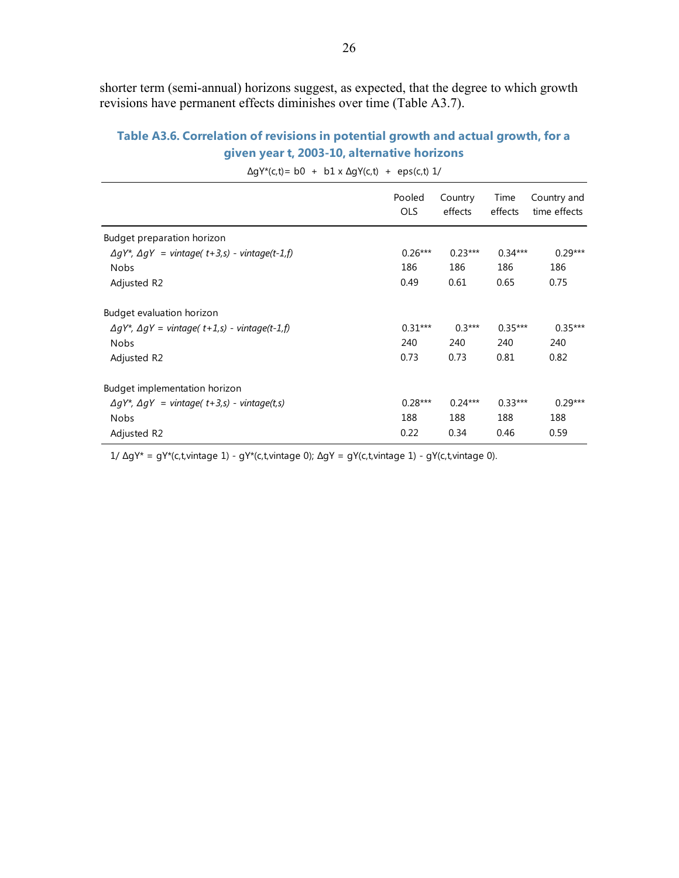shorter term (semi-annual) horizons suggest, as expected, that the degree to which growth revisions have permanent effects diminishes over time (Table A3.7).

### Table A3.6. Correlation of revisions in potential growth and actual growth, for a given year t, 2003-10, alternative horizons

$$\Delta gY^*(c,t) = b0 + b1 \times \Delta gY(c,t) + eps(c,t) \text{ 1/}$$

| | Pooled OLS | Country effects | Time effects | Country and time effects |
|---|---|---|---|---|
| Budget preparation horizon | | | | |
| *ΔgY\*, ΔgY = vintage( t+3,s) - vintage(t-1,f)* | 0.26*** | 0.23*** | 0.34*** | 0.29*** |
| Nobs | 186 | 186 | 186 | 186 |
| Adjusted R2 | 0.49 | 0.61 | 0.65 | 0.75 |
| Budget evaluation horizon | | | | |
| *ΔgY\*, ΔgY = vintage( t+1,s) - vintage(t-1,f)* | 0.31*** | 0.3*** | 0.35*** | 0.35*** |
| Nobs | 240 | 240 | 240 | 240 |
| Adjusted R2 | 0.73 | 0.73 | 0.81 | 0.82 |
| Budget implementation horizon | | | | |
| *ΔgY\*, ΔgY = vintage( t+3,s) - vintage(t,s)* | 0.28*** | 0.24*** | 0.33*** | 0.29*** |
| Nobs | 188 | 188 | 188 | 188 |
| Adjusted R2 | 0.22 | 0.34 | 0.46 | 0.59 |

1/ ΔgY* = gY*(c,t,vintage 1) - gY*(c,t,vintage 0); ΔgY = gY(c,t,vintage 1) - gY(c,t,vintage 0).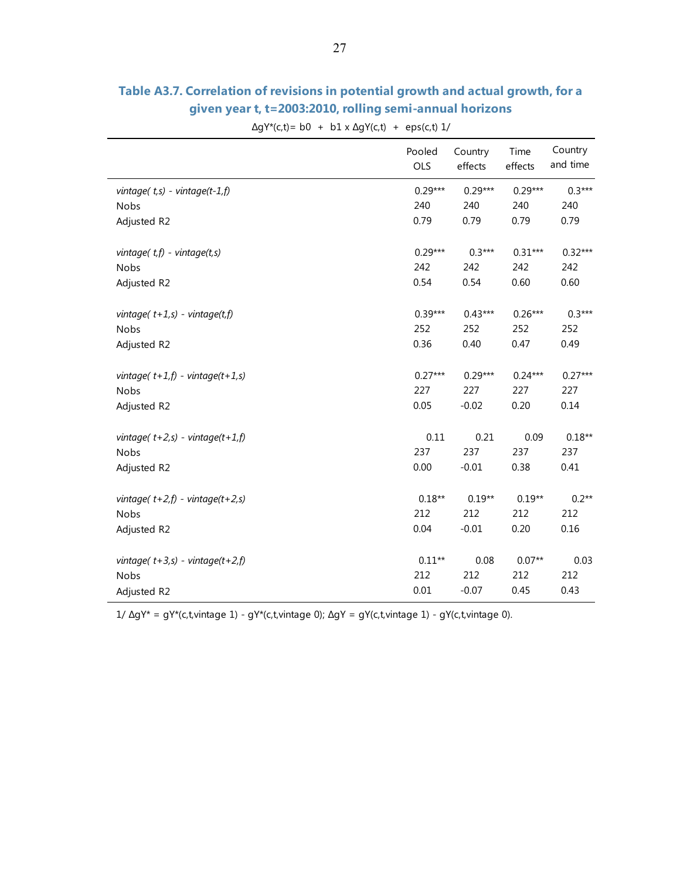## Table A3.7. Correlation of revisions in potential growth and actual growth, for a given year t, t=2003:2010, rolling semi-annual horizons

$\Delta gY^*(c,t) = b0 + b1 \times \Delta gY(c,t) + eps(c,t)$ 1/

| | Pooled OLS | Country effects | Time effects | Country and time |
|---|---|---|---|---|
| *vintage( t,s) - vintage(t-1,f)* | 0.29*** | 0.29*** | 0.29*** | 0.3*** |
| Nobs | 240 | 240 | 240 | 240 |
| Adjusted R2 | 0.79 | 0.79 | 0.79 | 0.79 |
| | | | | |
| *vintage( t,f) - vintage(t,s)* | 0.29*** | 0.3*** | 0.31*** | 0.32*** |
| Nobs | 242 | 242 | 242 | 242 |
| Adjusted R2 | 0.54 | 0.54 | 0.60 | 0.60 |
| | | | | |
| *vintage( t+1,s) - vintage(t,f)* | 0.39*** | 0.43*** | 0.26*** | 0.3*** |
| Nobs | 252 | 252 | 252 | 252 |
| Adjusted R2 | 0.36 | 0.40 | 0.47 | 0.49 |
| | | | | |
| *vintage( t+1,f) - vintage(t+1,s)* | 0.27*** | 0.29*** | 0.24*** | 0.27*** |
| Nobs | 227 | 227 | 227 | 227 |
| Adjusted R2 | 0.05 | -0.02 | 0.20 | 0.14 |
| | | | | |
| *vintage( t+2,s) - vintage(t+1,f)* | 0.11 | 0.21 | 0.09 | 0.18** |
| Nobs | 237 | 237 | 237 | 237 |
| Adjusted R2 | 0.00 | -0.01 | 0.38 | 0.41 |
| | | | | |
| *vintage( t+2,f) - vintage(t+2,s)* | 0.18** | 0.19** | 0.19** | 0.2** |
| Nobs | 212 | 212 | 212 | 212 |
| Adjusted R2 | 0.04 | -0.01 | 0.20 | 0.16 |
| | | | | |
| *vintage( t+3,s) - vintage(t+2,f)* | 0.11** | 0.08 | 0.07** | 0.03 |
| Nobs | 212 | 212 | 212 | 212 |
| Adjusted R2 | 0.01 | -0.07 | 0.45 | 0.43 |

1/ $\Delta gY^* = gY^*(c,t,\text{vintage } 1) - gY^*(c,t,\text{vintage } 0)$; $\Delta gY = gY(c,t,\text{vintage } 1) - gY(c,t,\text{vintage } 0)$.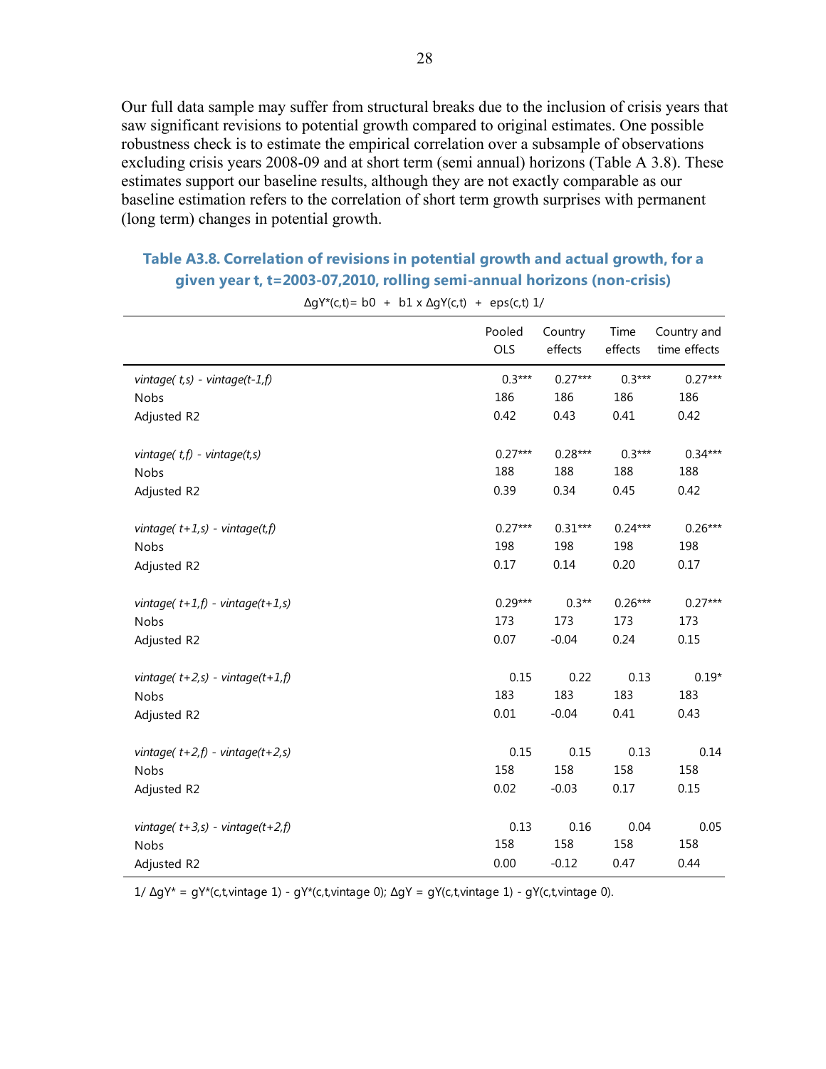Our full data sample may suffer from structural breaks due to the inclusion of crisis years that saw significant revisions to potential growth compared to original estimates. One possible robustness check is to estimate the empirical correlation over a subsample of observations excluding crisis years 2008-09 and at short term (semi annual) horizons (Table A 3.8). These estimates support our baseline results, although they are not exactly comparable as our baseline estimation refers to the correlation of short term growth surprises with permanent (long term) changes in potential growth.

### Table A3.8. Correlation of revisions in potential growth and actual growth, for a given year t, t=2003-07,2010, rolling semi-annual horizons (non-crisis)

$$\Delta gY^*(c,t) = b0 + b1 \times \Delta gY(c,t) + eps(c,t) \text{ 1/}$$

| | Pooled OLS | Country effects | Time effects | Country and time effects |
|---|---|---|---|---|
| *vintage( t,s) - vintage(t-1,f)* | 0.3*** | 0.27*** | 0.3*** | 0.27*** |
| Nobs | 186 | 186 | 186 | 186 |
| Adjusted R2 | 0.42 | 0.43 | 0.41 | 0.42 |
| *vintage( t,f) - vintage(t,s)* | 0.27*** | 0.28*** | 0.3*** | 0.34*** |
| Nobs | 188 | 188 | 188 | 188 |
| Adjusted R2 | 0.39 | 0.34 | 0.45 | 0.42 |
| *vintage( t+1,s) - vintage(t,f)* | 0.27*** | 0.31*** | 0.24*** | 0.26*** |
| Nobs | 198 | 198 | 198 | 198 |
| Adjusted R2 | 0.17 | 0.14 | 0.20 | 0.17 |
| *vintage( t+1,f) - vintage(t+1,s)* | 0.29*** | 0.3** | 0.26*** | 0.27*** |
| Nobs | 173 | 173 | 173 | 173 |
| Adjusted R2 | 0.07 | -0.04 | 0.24 | 0.15 |
| *vintage( t+2,s) - vintage(t+1,f)* | 0.15 | 0.22 | 0.13 | 0.19* |
| Nobs | 183 | 183 | 183 | 183 |
| Adjusted R2 | 0.01 | -0.04 | 0.41 | 0.43 |
| *vintage( t+2,f) - vintage(t+2,s)* | 0.15 | 0.15 | 0.13 | 0.14 |
| Nobs | 158 | 158 | 158 | 158 |
| Adjusted R2 | 0.02 | -0.03 | 0.17 | 0.15 |
| *vintage( t+3,s) - vintage(t+2,f)* | 0.13 | 0.16 | 0.04 | 0.05 |
| Nobs | 158 | 158 | 158 | 158 |
| Adjusted R2 | 0.00 | -0.12 | 0.47 | 0.44 |

1/ $\Delta gY^* = gY^*(c,t,\text{vintage } 1) - gY^*(c,t,\text{vintage } 0)$; $\Delta gY = gY(c,t,\text{vintage } 1) - gY(c,t,\text{vintage } 0)$.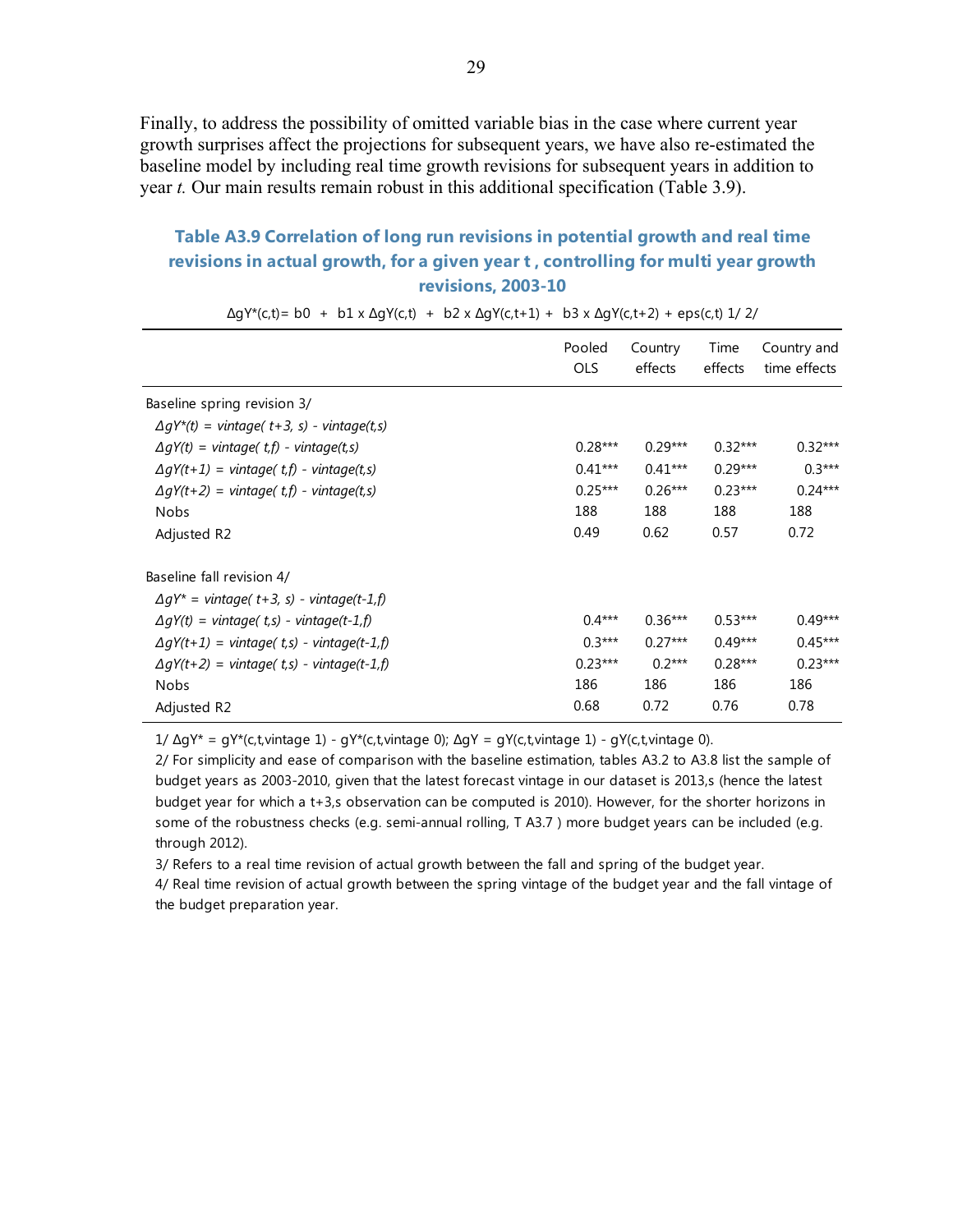Finally, to address the possibility of omitted variable bias in the case where current year growth surprises affect the projections for subsequent years, we have also re-estimated the baseline model by including real time growth revisions for subsequent years in addition to year *t.* Our main results remain robust in this additional specification (Table 3.9).

### Table A3.9 Correlation of long run revisions in potential growth and real time revisions in actual growth, for a given year t , controlling for multi year growth revisions, 2003-10

$\Delta gY^*(c,t) = b0 + b1 \times \Delta gY(c,t) + b2 \times \Delta gY(c,t+1) + b3 \times \Delta gY(c,t+2) + eps(c,t)$ 1/ 2/

| | Pooled OLS | Country effects | Time effects | Country and time effects |
|---|---|---|---|---|
| Baseline spring revision 3/ | | | | |
| *ΔgY\*(t) = vintage( t+3, s) - vintage(t,s)* | | | | |
| *ΔgY(t) = vintage( t,f) - vintage(t,s)* | 0.28*** | 0.29*** | 0.32*** | 0.32*** |
| *ΔgY(t+1) = vintage( t,f) - vintage(t,s)* | 0.41*** | 0.41*** | 0.29*** | 0.3*** |
| *ΔgY(t+2) = vintage( t,f) - vintage(t,s)* | 0.25*** | 0.26*** | 0.23*** | 0.24*** |
| Nobs | 188 | 188 | 188 | 188 |
| Adjusted R2 | 0.49 | 0.62 | 0.57 | 0.72 |
| | | | | |
| Baseline fall revision 4/ | | | | |
| *ΔgY\* = vintage( t+3, s) - vintage(t-1,f)* | | | | |
| *ΔgY(t) = vintage( t,s) - vintage(t-1,f)* | 0.4*** | 0.36*** | 0.53*** | 0.49*** |
| *ΔgY(t+1) = vintage( t,s) - vintage(t-1,f)* | 0.3*** | 0.27*** | 0.49*** | 0.45*** |
| *ΔgY(t+2) = vintage( t,s) - vintage(t-1,f)* | 0.23*** | 0.2*** | 0.28*** | 0.23*** |
| Nobs | 186 | 186 | 186 | 186 |
| Adjusted R2 | 0.68 | 0.72 | 0.76 | 0.78 |

1/ $\Delta gY^* = gY^*(c,t,\text{vintage } 1) - gY^*(c,t,\text{vintage } 0)$; $\Delta gY = gY(c,t,\text{vintage } 1) - gY(c,t,\text{vintage } 0)$.

2/ For simplicity and ease of comparison with the baseline estimation, tables A3.2 to A3.8 list the sample of budget years as 2003-2010, given that the latest forecast vintage in our dataset is 2013,s (hence the latest budget year for which a t+3,s observation can be computed is 2010). However, for the shorter horizons in some of the robustness checks (e.g. semi-annual rolling, T A3.7 ) more budget years can be included (e.g. through 2012).

3/ Refers to a real time revision of actual growth between the fall and spring of the budget year.

4/ Real time revision of actual growth between the spring vintage of the budget year and the fall vintage of the budget preparation year.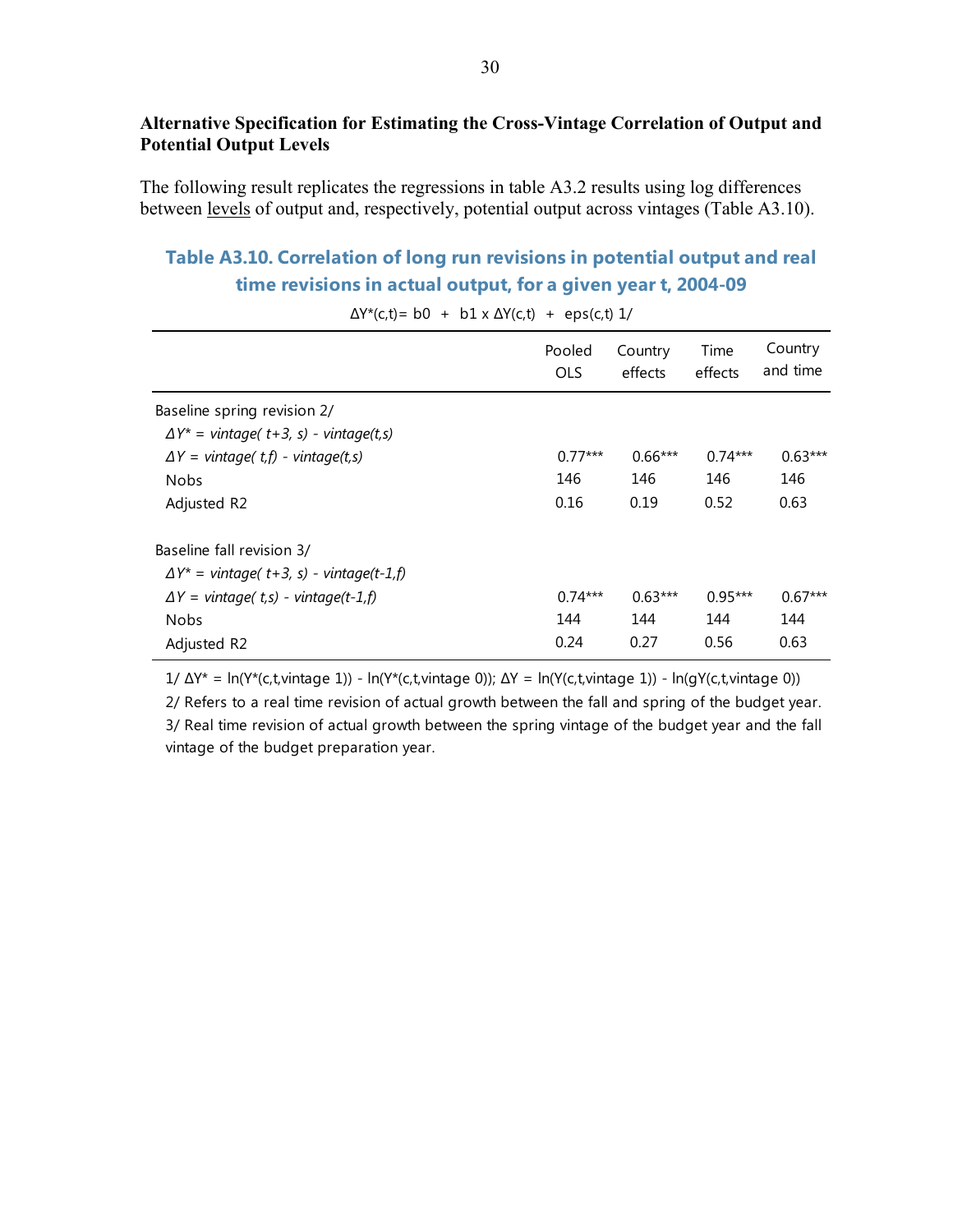**Alternative Specification for Estimating the Cross-Vintage Correlation of Output and Potential Output Levels**

The following result replicates the regressions in table A3.2 results using log differences between <u>levels</u> of output and, respectively, potential output across vintages (Table A3.10).

### Table A3.10. Correlation of long run revisions in potential output and real time revisions in actual output, for a given year t, 2004-09

$\Delta Y^*(c,t) = b0 + b1 \times \Delta Y(c,t) + eps(c,t)$ 1/

| | Pooled OLS | Country effects | Time effects | Country and time |
|---|---|---|---|---|
| Baseline spring revision 2/ | | | | |
| *ΔY\* = vintage( t+3, s) - vintage(t,s)* | | | | |
| *ΔY = vintage( t,f) - vintage(t,s)* | 0.77*** | 0.66*** | 0.74*** | 0.63*** |
| Nobs | 146 | 146 | 146 | 146 |
| Adjusted R2 | 0.16 | 0.19 | 0.52 | 0.63 |
| | | | | |
| Baseline fall revision 3/ | | | | |
| *ΔY\* = vintage( t+3, s) - vintage(t-1,f)* | | | | |
| *ΔY = vintage( t,s) - vintage(t-1,f)* | 0.74*** | 0.63*** | 0.95*** | 0.67*** |
| Nobs | 144 | 144 | 144 | 144 |
| Adjusted R2 | 0.24 | 0.27 | 0.56 | 0.63 |

1/ $\Delta Y^* = \ln(Y^*(c,t,\text{vintage } 1)) - \ln(Y^*(c,t,\text{vintage } 0))$; $\Delta Y = \ln(Y(c,t,\text{vintage } 1)) - \ln(gY(c,t,\text{vintage } 0))$

2/ Refers to a real time revision of actual growth between the fall and spring of the budget year.

3/ Real time revision of actual growth between the spring vintage of the budget year and the fall vintage of the budget preparation year.